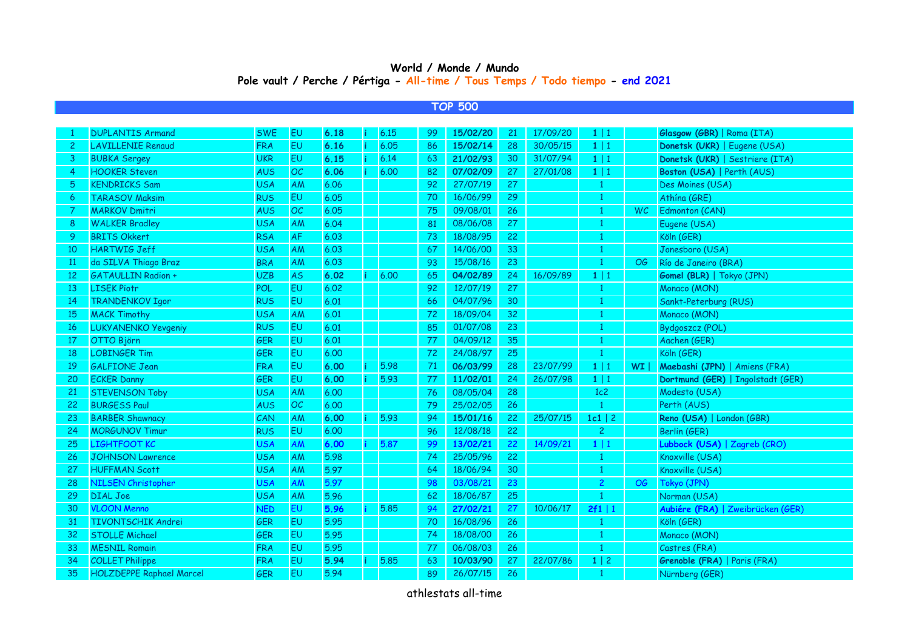# World / Monde / Mundo

## Pole vault / Perche / Pértiga - All-time / Tous Temps / Todo tiempo - end 2021

### TOP 500

| | | | | | | | | | | | | | |
|---|---|---|---|---|---|---|---|---|---|---|---|---|---|
| 1 | DUPLANTIS Armand | SWE | EU | **6.18** | i | 6.15 | 99 | **15/02/20** | 21 | 17/09/20 | **1** \| 1 | | **Glasgow (GBR)** \| Roma (ITA) |
| 2 | LAVILLENIE Renaud | FRA | EU | **6.16** | i | 6.05 | 86 | **15/02/14** | 28 | 30/05/15 | **1** \| 1 | | **Donetsk (UKR)** \| Eugene (USA) |
| 3 | BUBKA Sergey | UKR | EU | **6.15** | i | 6.14 | 63 | **21/02/93** | 30 | 31/07/94 | **1** \| 1 | | **Donetsk (UKR)** \| Sestriere (ITA) |
| 4 | HOOKER Steven | AUS | OC | **6.06** | i | 6.00 | 82 | **07/02/09** | 27 | 27/01/08 | **1** \| 1 | | **Boston (USA)** \| Perth (AUS) |
| 5 | KENDRICKS Sam | USA | AM | 6.06 | | | 92 | 27/07/19 | 27 | | 1 | | Des Moines (USA) |
| 6 | TARASOV Maksim | RUS | EU | 6.05 | | | 70 | 16/06/99 | 29 | | 1 | | Athína (GRE) |
| 7 | MARKOV Dmitri | AUS | OC | 6.05 | | | 75 | 09/08/01 | 26 | | 1 | WC | Edmonton (CAN) |
| 8 | WALKER Bradley | USA | AM | 6.04 | | | 81 | 08/06/08 | 27 | | 1 | | Eugene (USA) |
| 9 | BRITS Okkert | RSA | AF | 6.03 | | | 73 | 18/08/95 | 22 | | 1 | | Köln (GER) |
| 10 | HARTWIG Jeff | USA | AM | 6.03 | | | 67 | 14/06/00 | 33 | | 1 | | Jonesboro (USA) |
| 11 | da SILVA Thiago Braz | BRA | AM | 6.03 | | | 93 | 15/08/16 | 23 | | 1 | OG | Río de Janeiro (BRA) |
| 12 | GATAULLIN Radion + | UZB | AS | **6.02** | i | 6.00 | 65 | **04/02/89** | 24 | 16/09/89 | **1** \| 1 | | **Gomel (BLR)** \| Tokyo (JPN) |
| 13 | LISEK Piotr | POL | EU | 6.02 | | | 92 | 12/07/19 | 27 | | 1 | | Monaco (MON) |
| 14 | TRANDENKOV Igor | RUS | EU | 6.01 | | | 66 | 04/07/96 | 30 | | 1 | | Sankt-Peterburg (RUS) |
| 15 | MACK Timothy | USA | AM | 6.01 | | | 72 | 18/09/04 | 32 | | 1 | | Monaco (MON) |
| 16 | LUKYANENKO Yevgeniy | RUS | EU | 6.01 | | | 85 | 01/07/08 | 23 | | 1 | | Bydgoszcz (POL) |
| 17 | OTTO Björn | GER | EU | 6.01 | | | 77 | 04/09/12 | 35 | | 1 | | Aachen (GER) |
| 18 | LOBINGER Tim | GER | EU | 6.00 | | | 72 | 24/08/97 | 25 | | 1 | | Köln (GER) |
| 19 | GALFIONE Jean | FRA | EU | **6.00** | i | 5.98 | 71 | **06/03/99** | 28 | 23/07/99 | **1** \| 1 | **WI** \| | **Maebashi (JPN)** \| Amiens (FRA) |
| 20 | ECKER Danny | GER | EU | **6.00** | i | 5.93 | 77 | **11/02/01** | 24 | 26/07/98 | **1** \| 1 | | **Dortmund (GER)** \| Ingolstadt (GER) |
| 21 | STEVENSON Toby | USA | AM | 6.00 | | | 76 | 08/05/04 | 28 | | 1c2 | | Modesto (USA) |
| 22 | BURGESS Paul | AUS | OC | 6.00 | | | 79 | 25/02/05 | 26 | | 1 | | Perth (AUS) |
| 23 | BARBER Shawnacy | CAN | AM | **6.00** | i | 5.93 | 94 | **15/01/16** | 22 | 25/07/15 | **1c1** \| 2 | | **Reno (USA)** \| London (GBR) |
| 24 | MORGUNOV Timur | RUS | EU | 6.00 | | | 96 | 12/08/18 | 22 | | 2 | | Berlin (GER) |
| 25 | LIGHTFOOT KC | USA | AM | **6.00** | i | 5.87 | 99 | **13/02/21** | 22 | 14/09/21 | **1** \| 1 | | **Lubbock (USA)** \| Zagreb (CRO) |
| 26 | JOHNSON Lawrence | USA | AM | 5.98 | | | 74 | 25/05/96 | 22 | | 1 | | Knoxville (USA) |
| 27 | HUFFMAN Scott | USA | AM | 5.97 | | | 64 | 18/06/94 | 30 | | 1 | | Knoxville (USA) |
| 28 | NILSEN Christopher | USA | AM | 5.97 | | | 98 | 03/08/21 | 23 | | 2 | OG | Tokyo (JPN) |
| 29 | DIAL Joe | USA | AM | 5.96 | | | 62 | 18/06/87 | 25 | | 1 | | Norman (USA) |
| 30 | VLOON Menno | NED | EU | **5.96** | i | 5.85 | 94 | **27/02/21** | 27 | 10/06/17 | **2f1** \| 1 | | **Aubiére (FRA)** \| Zweibrücken (GER) |
| 31 | TIVONTSCHIK Andrei | GER | EU | 5.95 | | | 70 | 16/08/96 | 26 | | 1 | | Köln (GER) |
| 32 | STOLLE Michael | GER | EU | 5.95 | | | 74 | 18/08/00 | 26 | | 1 | | Monaco (MON) |
| 33 | MESNIL Romain | FRA | EU | 5.95 | | | 77 | 06/08/03 | 26 | | 1 | | Castres (FRA) |
| 34 | COLLET Philippe | FRA | EU | **5.94** | i | 5.85 | 63 | **10/03/90** | 27 | 22/07/86 | **1** \| 2 | | **Grenoble (FRA)** \| Paris (FRA) |
| 35 | HOLZDEPPE Raphael Marcel | GER | EU | 5.94 | | | 89 | 26/07/15 | 26 | | 1 | | Nürnberg (GER) |

athlestats all-time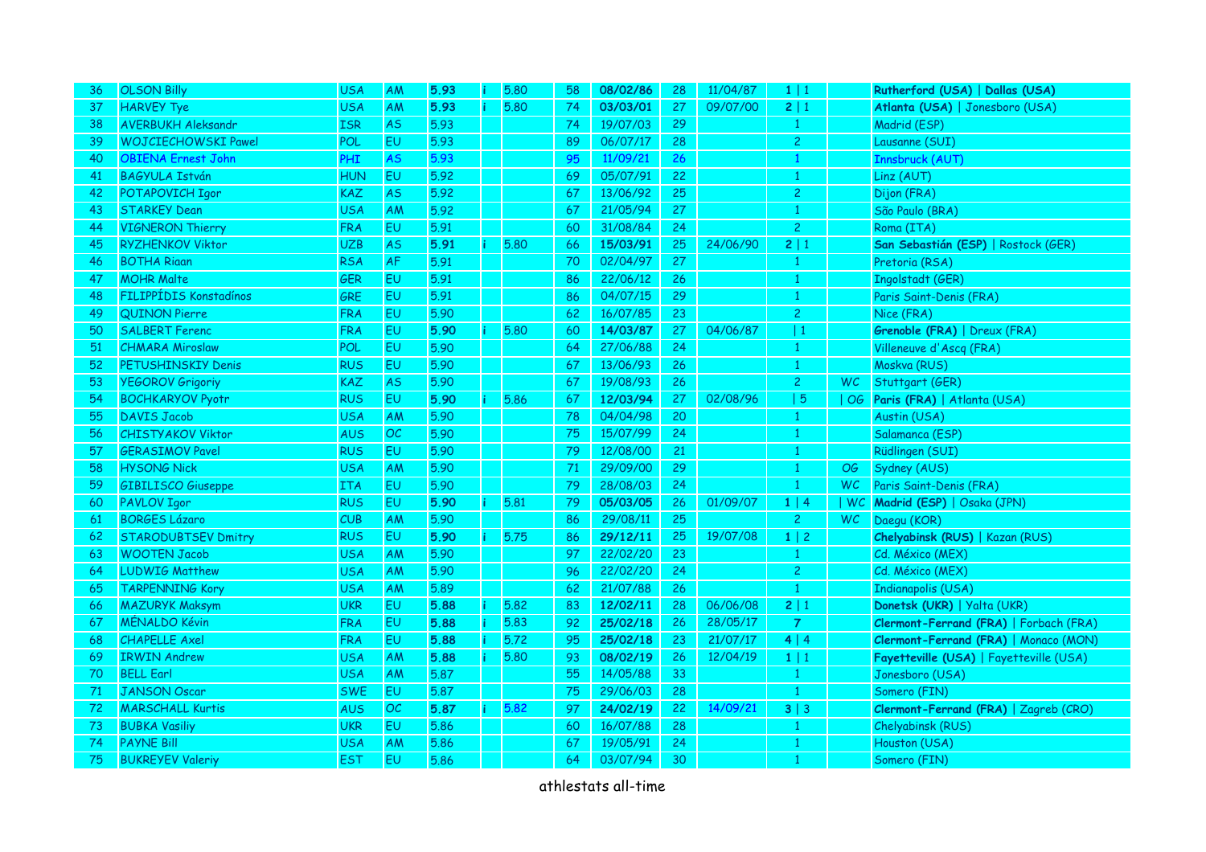| 36 | OLSON Billy | USA | AM | **5.93** | i | 5.80 | 58 | **08/02/86** | 28 | 11/04/87 | **1** \| 1 | | **Rutherford (USA)** \| **Dallas (USA)** |
|---|---|---|---|---|---|---|---|---|---|---|---|---|---|
| 37 | HARVEY Tye | USA | AM | **5.93** | i | 5.80 | 74 | **03/03/01** | 27 | 09/07/00 | **2** \| 1 | | **Atlanta (USA)** \| Jonesboro (USA) |
| 38 | AVERBUKH Aleksandr | ISR | AS | 5.93 | | | 74 | 19/07/03 | 29 | | 1 | | Madrid (ESP) |
| 39 | WOJCIECHOWSKI Pawel | POL | EU | 5.93 | | | 89 | 06/07/17 | 28 | | 2 | | Lausanne (SUI) |
| 40 | OBIENA Ernest John | PHI | AS | 5.93 | | | 95 | 11/09/21 | 26 | | 1 | | Innsbruck (AUT) |
| 41 | BAGYULA István | HUN | EU | 5.92 | | | 69 | 05/07/91 | 22 | | 1 | | Linz (AUT) |
| 42 | POTAPOVICH Igor | KAZ | AS | 5.92 | | | 67 | 13/06/92 | 25 | | 2 | | Dijon (FRA) |
| 43 | STARKEY Dean | USA | AM | 5.92 | | | 67 | 21/05/94 | 27 | | 1 | | São Paulo (BRA) |
| 44 | VIGNERON Thierry | FRA | EU | 5.91 | | | 60 | 31/08/84 | 24 | | 2 | | Roma (ITA) |
| 45 | RYZHENKOV Viktor | UZB | AS | **5.91** | i | 5.80 | 66 | **15/03/91** | 25 | 24/06/90 | **2** \| 1 | | **San Sebastián (ESP)** \| Rostock (GER) |
| 46 | BOTHA Riaan | RSA | AF | 5.91 | | | 70 | 02/04/97 | 27 | | 1 | | Pretoria (RSA) |
| 47 | MOHR Malte | GER | EU | 5.91 | | | 86 | 22/06/12 | 26 | | 1 | | Ingolstadt (GER) |
| 48 | FILIPPÍDIS Konstadínos | GRE | EU | 5.91 | | | 86 | 04/07/15 | 29 | | 1 | | Paris Saint-Denis (FRA) |
| 49 | QUINON Pierre | FRA | EU | 5.90 | | | 62 | 16/07/85 | 23 | | 2 | | Nice (FRA) |
| 50 | SALBERT Ferenc | FRA | EU | **5.90** | i | 5.80 | 60 | **14/03/87** | 27 | 04/06/87 | \| 1 | | **Grenoble (FRA)** \| Dreux (FRA) |
| 51 | CHMARA Miroslaw | POL | EU | 5.90 | | | 64 | 27/06/88 | 24 | | 1 | | Villeneuve d'Ascq (FRA) |
| 52 | PETUSHINSKIY Denis | RUS | EU | 5.90 | | | 67 | 13/06/93 | 26 | | 1 | | Moskva (RUS) |
| 53 | YEGOROV Grigoriy | KAZ | AS | 5.90 | | | 67 | 19/08/93 | 26 | | 2 | WC | Stuttgart (GER) |
| 54 | BOCHKARYOV Pyotr | RUS | EU | **5.90** | i | 5.86 | 67 | **12/03/94** | 27 | 02/08/96 | \| 5 | \| OG | **Paris (FRA)** \| Atlanta (USA) |
| 55 | DAVIS Jacob | USA | AM | 5.90 | | | 78 | 04/04/98 | 20 | | 1 | | Austin (USA) |
| 56 | CHISTYAKOV Viktor | AUS | OC | 5.90 | | | 75 | 15/07/99 | 24 | | 1 | | Salamanca (ESP) |
| 57 | GERASIMOV Pavel | RUS | EU | 5.90 | | | 79 | 12/08/00 | 21 | | 1 | | Rüdlingen (SUI) |
| 58 | HYSONG Nick | USA | AM | 5.90 | | | 71 | 29/09/00 | 29 | | 1 | OG | Sydney (AUS) |
| 59 | GIBILISCO Giuseppe | ITA | EU | 5.90 | | | 79 | 28/08/03 | 24 | | 1 | WC | Paris Saint-Denis (FRA) |
| 60 | PAVLOV Igor | RUS | EU | **5.90** | i | 5.81 | 79 | **05/03/05** | 26 | 01/09/07 | **1** \| 4 | \| WC | **Madrid (ESP)** \| Osaka (JPN) |
| 61 | BORGES Lázaro | CUB | AM | 5.90 | | | 86 | 29/08/11 | 25 | | 2 | WC | Daegu (KOR) |
| 62 | STARODUBTSEV Dmitry | RUS | EU | **5.90** | i | 5.75 | 86 | **29/12/11** | 25 | 19/07/08 | **1** \| 2 | | **Chelyabinsk (RUS)** \| Kazan (RUS) |
| 63 | WOOTEN Jacob | USA | AM | 5.90 | | | 97 | 22/02/20 | 23 | | 1 | | Cd. México (MEX) |
| 64 | LUDWIG Matthew | USA | AM | 5.90 | | | 96 | 22/02/20 | 24 | | 2 | | Cd. México (MEX) |
| 65 | TARPENNING Kory | USA | AM | 5.89 | | | 62 | 21/07/88 | 26 | | 1 | | Indianapolis (USA) |
| 66 | MAZURYK Maksym | UKR | EU | **5.88** | i | 5.82 | 83 | **12/02/11** | 28 | 06/06/08 | **2** \| 1 | | **Donetsk (UKR)** \| Yalta (UKR) |
| 67 | MÉNALDO Kévin | FRA | EU | **5.88** | i | 5.83 | 92 | **25/02/18** | 26 | 28/05/17 | **7** | | **Clermont-Ferrand (FRA)** \| Forbach (FRA) |
| 68 | CHAPELLE Axel | FRA | EU | **5.88** | i | 5.72 | 95 | **25/02/18** | 23 | 21/07/17 | **4** \| 4 | | **Clermont-Ferrand (FRA)** \| Monaco (MON) |
| 69 | IRWIN Andrew | USA | AM | **5.88** | i | 5.80 | 93 | **08/02/19** | 26 | 12/04/19 | **1** \| 1 | | **Fayetteville (USA)** \| Fayetteville (USA) |
| 70 | BELL Earl | USA | AM | 5.87 | | | 55 | 14/05/88 | 33 | | 1 | | Jonesboro (USA) |
| 71 | JANSON Oscar | SWE | EU | 5.87 | | | 75 | 29/06/03 | 28 | | 1 | | Somero (FIN) |
| 72 | MARSCHALL Kurtis | AUS | OC | **5.87** | i | 5.82 | 97 | **24/02/19** | 22 | 14/09/21 | **3** \| 3 | | **Clermont-Ferrand (FRA)** \| Zagreb (CRO) |
| 73 | BUBKA Vasiliy | UKR | EU | 5.86 | | | 60 | 16/07/88 | 28 | | 1 | | Chelyabinsk (RUS) |
| 74 | PAYNE Bill | USA | AM | 5.86 | | | 67 | 19/05/91 | 24 | | 1 | | Houston (USA) |
| 75 | BUKREYEV Valeriy | EST | EU | 5.86 | | | 64 | 03/07/94 | 30 | | 1 | | Somero (FIN) |

athlestats all-time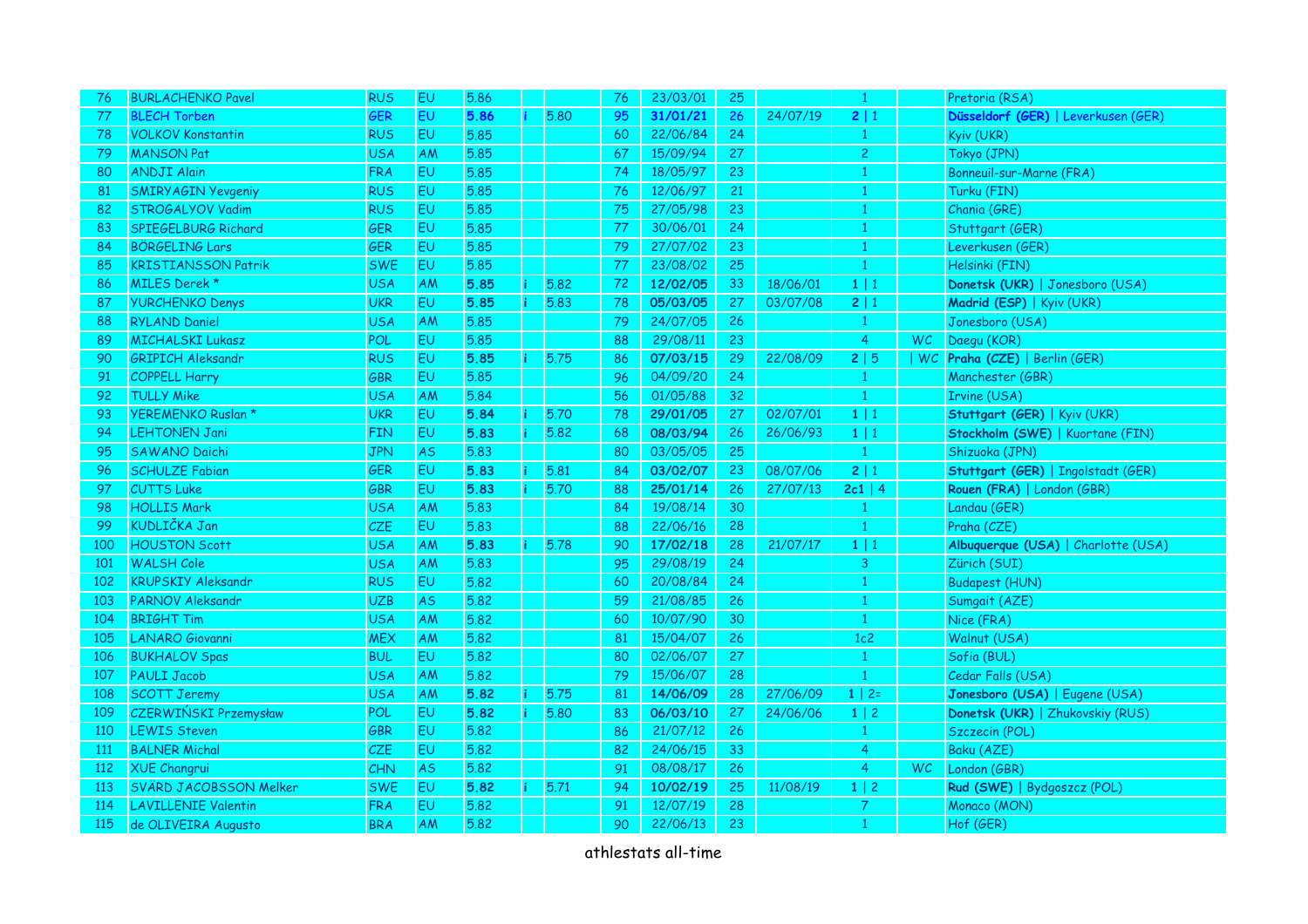| 76 | BURLACHENKO Pavel | RUS | EU | 5.86 | | | 76 | 23/03/01 | 25 | | 1 | | Pretoria (RSA) |
|---|---|---|---|---|---|---|---|---|---|---|---|---|---|
| 77 | BLECH Torben | GER | EU | **5.86** | i | 5.80 | 95 | **31/01/21** | 26 | 24/07/19 | **2** \| 1 | | **Düsseldorf (GER)** \| Leverkusen (GER) |
| 78 | VOLKOV Konstantin | RUS | EU | 5.85 | | | 60 | 22/06/84 | 24 | | 1 | | Kyiv (UKR) |
| 79 | MANSON Pat | USA | AM | 5.85 | | | 67 | 15/09/94 | 27 | | 2 | | Tokyo (JPN) |
| 80 | ANDJI Alain | FRA | EU | 5.85 | | | 74 | 18/05/97 | 23 | | 1 | | Bonneuil-sur-Marne (FRA) |
| 81 | SMIRYAGIN Yevgeniy | RUS | EU | 5.85 | | | 76 | 12/06/97 | 21 | | 1 | | Turku (FIN) |
| 82 | STROGALYOV Vadim | RUS | EU | 5.85 | | | 75 | 27/05/98 | 23 | | 1 | | Chania (GRE) |
| 83 | SPIEGELBURG Richard | GER | EU | 5.85 | | | 77 | 30/06/01 | 24 | | 1 | | Stuttgart (GER) |
| 84 | BÖRGELING Lars | GER | EU | 5.85 | | | 79 | 27/07/02 | 23 | | 1 | | Leverkusen (GER) |
| 85 | KRISTIANSSON Patrik | SWE | EU | 5.85 | | | 77 | 23/08/02 | 25 | | 1 | | Helsinki (FIN) |
| 86 | MILES Derek * | USA | AM | **5.85** | i | 5.82 | 72 | **12/02/05** | 33 | 18/06/01 | **1** \| 1 | | **Donetsk (UKR)** \| Jonesboro (USA) |
| 87 | YURCHENKO Denys | UKR | EU | **5.85** | i | 5.83 | 78 | **05/03/05** | 27 | 03/07/08 | **2** \| 1 | | **Madrid (ESP)** \| Kyiv (UKR) |
| 88 | RYLAND Daniel | USA | AM | 5.85 | | | 79 | 24/07/05 | 26 | | 1 | | Jonesboro (USA) |
| 89 | MICHALSKI Lukasz | POL | EU | 5.85 | | | 88 | 29/08/11 | 23 | | 4 | WC | Daegu (KOR) |
| 90 | GRIPICH Aleksandr | RUS | EU | **5.85** | i | 5.75 | 86 | **07/03/15** | 29 | 22/08/09 | **2** \| 5 | \| WC | **Praha (CZE)** \| Berlin (GER) |
| 91 | COPPELL Harry | GBR | EU | 5.85 | | | 96 | 04/09/20 | 24 | | 1 | | Manchester (GBR) |
| 92 | TULLY Mike | USA | AM | 5.84 | | | 56 | 01/05/88 | 32 | | 1 | | Irvine (USA) |
| 93 | YEREMENKO Ruslan * | UKR | EU | **5.84** | i | 5.70 | 78 | **29/01/05** | 27 | 02/07/01 | **1** \| 1 | | **Stuttgart (GER)** \| Kyiv (UKR) |
| 94 | LEHTONEN Jani | FIN | EU | **5.83** | i | 5.82 | 68 | **08/03/94** | 26 | 26/06/93 | **1** \| 1 | | **Stockholm (SWE)** \| Kuortane (FIN) |
| 95 | SAWANO Daichi | JPN | AS | 5.83 | | | 80 | 03/05/05 | 25 | | 1 | | Shizuoka (JPN) |
| 96 | SCHULZE Fabian | GER | EU | **5.83** | i | 5.81 | 84 | **03/02/07** | 23 | 08/07/06 | **2** \| 1 | | **Stuttgart (GER)** \| Ingolstadt (GER) |
| 97 | CUTTS Luke | GBR | EU | **5.83** | i | 5.70 | 88 | **25/01/14** | 26 | 27/07/13 | **2c1** \| 4 | | **Rouen (FRA)** \| London (GBR) |
| 98 | HOLLIS Mark | USA | AM | 5.83 | | | 84 | 19/08/14 | 30 | | 1 | | Landau (GER) |
| 99 | KUDLIČKA Jan | CZE | EU | 5.83 | | | 88 | 22/06/16 | 28 | | 1 | | Praha (CZE) |
| 100 | HOUSTON Scott | USA | AM | **5.83** | i | 5.78 | 90 | **17/02/18** | 28 | 21/07/17 | **1** \| 1 | | **Albuquerque (USA)** \| Charlotte (USA) |
| 101 | WALSH Cole | USA | AM | 5.83 | | | 95 | 29/08/19 | 24 | | 3 | | Zürich (SUI) |
| 102 | KRUPSKIY Aleksandr | RUS | EU | 5.82 | | | 60 | 20/08/84 | 24 | | 1 | | Budapest (HUN) |
| 103 | PARNOV Aleksandr | UZB | AS | 5.82 | | | 59 | 21/08/85 | 26 | | 1 | | Sumgait (AZE) |
| 104 | BRIGHT Tim | USA | AM | 5.82 | | | 60 | 10/07/90 | 30 | | 1 | | Nice (FRA) |
| 105 | LANARO Giovanni | MEX | AM | 5.82 | | | 81 | 15/04/07 | 26 | | 1c2 | | Walnut (USA) |
| 106 | BUKHALOV Spas | BUL | EU | 5.82 | | | 80 | 02/06/07 | 27 | | 1 | | Sofia (BUL) |
| 107 | PAULI Jacob | USA | AM | 5.82 | | | 79 | 15/06/07 | 28 | | 1 | | Cedar Falls (USA) |
| 108 | SCOTT Jeremy | USA | AM | **5.82** | i | 5.75 | 81 | **14/06/09** | 28 | 27/06/09 | **1** \| 2= | | **Jonesboro (USA)** \| Eugene (USA) |
| 109 | CZERWIŃSKI Przemysław | POL | EU | **5.82** | i | 5.80 | 83 | **06/03/10** | 27 | 24/06/06 | **1** \| 2 | | **Donetsk (UKR)** \| Zhukovskiy (RUS) |
| 110 | LEWIS Steven | GBR | EU | 5.82 | | | 86 | 21/07/12 | 26 | | 1 | | Szczecin (POL) |
| 111 | BALNER Michal | CZE | EU | 5.82 | | | 82 | 24/06/15 | 33 | | 4 | | Baku (AZE) |
| 112 | XUE Changrui | CHN | AS | 5.82 | | | 91 | 08/08/17 | 26 | | 4 | WC | London (GBR) |
| 113 | SVÄRD JACOBSSON Melker | SWE | EU | **5.82** | i | 5.71 | 94 | **10/02/19** | 25 | 11/08/19 | **1** \| 2 | | **Rud (SWE)** \| Bydgoszcz (POL) |
| 114 | LAVILLENIE Valentin | FRA | EU | 5.82 | | | 91 | 12/07/19 | 28 | | 7 | | Monaco (MON) |
| 115 | de OLIVEIRA Augusto | BRA | AM | 5.82 | | | 90 | 22/06/13 | 23 | | 1 | | Hof (GER) |

athlestats all-time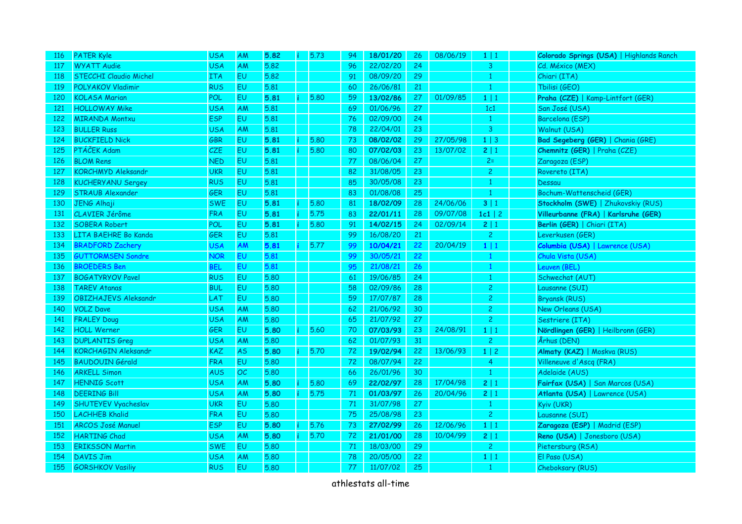| | | | | | | | | | | | | | |
|---|---|---|---|---|---|---|---|---|---|---|---|---|---|
| 116 | PATER Kyle | USA | AM | **5.82** | i | 5.73 | 94 | **18/01/20** | 26 | 08/06/19 | 1 \| 1 | | **Colorado Springs (USA)** \| Highlands Ranch |
| 117 | WYATT Audie | USA | AM | 5.82 | | | 96 | 22/02/20 | 24 | | 3 | | Cd. México (MEX) |
| 118 | STECCHI Claudio Michel | ITA | EU | 5.82 | | | 91 | 08/09/20 | 29 | | 1 | | Chiari (ITA) |
| 119 | POLYAKOV Vladimir | RUS | EU | 5.81 | | | 60 | 26/06/81 | 21 | | 1 | | Tbilisi (GEO) |
| 120 | KOLASA Marian | POL | EU | **5.81** | i | 5.80 | 59 | **13/02/86** | 27 | 01/09/85 | 1 \| 1 | | **Praha (CZE)** \| Kamp-Lintfort (GER) |
| 121 | HOLLOWAY Mike | USA | AM | 5.81 | | | 69 | 01/06/96 | 27 | | 1c1 | | San José (USA) |
| 122 | MIRANDA Montxu | ESP | EU | 5.81 | | | 76 | 02/09/00 | 24 | | 1 | | Barcelona (ESP) |
| 123 | BULLER Russ | USA | AM | 5.81 | | | 78 | 22/04/01 | 23 | | 3 | | Walnut (USA) |
| 124 | BUCKFIELD Nick | GBR | EU | **5.81** | i | 5.80 | 73 | **08/02/02** | 29 | 27/05/98 | 1 \| 3 | | **Bad Segeberg (GER)** \| Chania (GRE) |
| 125 | PTÁČEK Adam | CZE | EU | **5.81** | i | 5.80 | 80 | **07/02/03** | 23 | 13/07/02 | 2 \| 1 | | **Chemnitz (GER)** \| Praha (CZE) |
| 126 | BLOM Rens | NED | EU | 5.81 | | | 77 | 08/06/04 | 27 | | 2= | | Zaragoza (ESP) |
| 127 | KORCHMYD Aleksandr | UKR | EU | 5.81 | | | 82 | 31/08/05 | 23 | | 2 | | Rovereto (ITA) |
| 128 | KUCHERYANU Sergey | RUS | EU | 5.81 | | | 85 | 30/05/08 | 23 | | 1 | | Dessau |
| 129 | STRAUB Alexander | GER | EU | 5.81 | | | 83 | 01/08/08 | 25 | | 1 | | Bochum-Wattenscheid (GER) |
| 130 | JENG Alhaji | SWE | EU | **5.81** | i | 5.80 | 81 | **18/02/09** | 28 | 24/06/06 | 3 \| 1 | | **Stockholm (SWE)** \| Zhukovskiy (RUS) |
| 131 | CLAVIER Jérôme | FRA | EU | **5.81** | i | 5.75 | 83 | **22/01/11** | 28 | 09/07/08 | 1c1 \| 2 | | **Villeurbanne (FRA)** \| **Karlsruhe (GER)** |
| 132 | SOBERA Robert | POL | EU | **5.81** | i | 5.80 | 91 | **14/02/15** | 24 | 02/09/14 | 2 \| 1 | | **Berlin (GER)** \| Chiari (ITA) |
| 133 | LITA BAEHRE Bo Kanda | GER | EU | 5.81 | | | 99 | 16/08/20 | 21 | | 2 | | Leverkusen (GER) |
| 134 | BRADFORD Zachery | USA | AM | **5.81** | i | 5.77 | 99 | **10/04/21** | 22 | 20/04/19 | 1 \| 1 | | **Columbia (USA)** \| Lawrence (USA) |
| 135 | GUTTORMSEN Sondre | NOR | EU | 5.81 | | | 99 | 30/05/21 | 22 | | 1 | | Chula Vista (USA) |
| 136 | BROEDERS Ben | BEL | EU | 5.81 | | | 95 | 21/08/21 | 26 | | 1 | | Leuven (BEL) |
| 137 | BOGATYRYOV Pavel | RUS | EU | 5.80 | | | 61 | 19/06/85 | 24 | | 1 | | Schwechat (AUT) |
| 138 | TAREV Atanas | BUL | EU | 5.80 | | | 58 | 02/09/86 | 28 | | 2 | | Lausanne (SUI) |
| 139 | OBIZHAJEVS Aleksandr | LAT | EU | 5.80 | | | 59 | 17/07/87 | 28 | | 2 | | Bryansk (RUS) |
| 140 | VOLZ Dave | USA | AM | 5.80 | | | 62 | 21/06/92 | 30 | | 2 | | New Orleans (USA) |
| 141 | FRALEY Doug | USA | AM | 5.80 | | | 65 | 21/07/92 | 27 | | 2 | | Sestriere (ITA) |
| 142 | HOLL Werner | GER | EU | **5.80** | i | 5.60 | 70 | **07/03/93** | 23 | 24/08/91 | 1 \| 1 | | **Nördlingen (GER)** \| Heilbronn (GER) |
| 143 | DUPLANTIS Greg | USA | AM | 5.80 | | | 62 | 01/07/93 | 31 | | 2 | | Århus (DEN) |
| 144 | KORCHAGIN Aleksandr | KAZ | AS | **5.80** | i | 5.70 | 72 | **19/02/94** | 22 | 13/06/93 | 1 \| 2 | | **Almaty (KAZ)** \| Moskva (RUS) |
| 145 | BAUDOUIN Gérald | FRA | EU | 5.80 | | | 72 | 08/07/94 | 22 | | 4 | | Villeneuve d'Ascq (FRA) |
| 146 | ARKELL Simon | AUS | OC | 5.80 | | | 66 | 26/01/96 | 30 | | 1 | | Adelaide (AUS) |
| 147 | HENNIG Scott | USA | AM | **5.80** | i | 5.80 | 69 | **22/02/97** | 28 | 17/04/98 | 2 \| 1 | | **Fairfax (USA)** \| San Marcos (USA) |
| 148 | DEERING Bill | USA | AM | **5.80** | i | 5.75 | 71 | **01/03/97** | 26 | 20/04/96 | 2 \| 1 | | **Atlanta (USA)** \| Lawrence (USA) |
| 149 | SHUTEYEV Vyacheslav | UKR | EU | 5.80 | | | 71 | 31/07/98 | 27 | | 1 | | Kyiv (UKR) |
| 150 | LACHHEB Khalid | FRA | EU | 5.80 | | | 75 | 25/08/98 | 23 | | 2 | | Lausanne (SUI) |
| 151 | ARCOS José Manuel | ESP | EU | **5.80** | i | 5.76 | 73 | **27/02/99** | 26 | 12/06/96 | 1 \| 1 | | **Zaragoza (ESP)** \| Madrid (ESP) |
| 152 | HARTING Chad | USA | AM | **5.80** | i | 5.70 | 72 | **21/01/00** | 28 | 10/04/99 | 2 \| 1 | | **Reno (USA)** \| Jonesboro (USA) |
| 153 | ERIKSSON Martin | SWE | EU | 5.80 | | | 71 | 18/03/00 | 29 | | 2 | | Pietersburg (RSA) |
| 154 | DAVIS Jim | USA | AM | 5.80 | | | 78 | 20/05/00 | 22 | | 1 \| 1 | | El Paso (USA) |
| 155 | GORSHKOV Vasiliy | RUS | EU | 5.80 | | | 77 | 11/07/02 | 25 | | 1 | | Cheboksary (RUS) |

athlestats all-time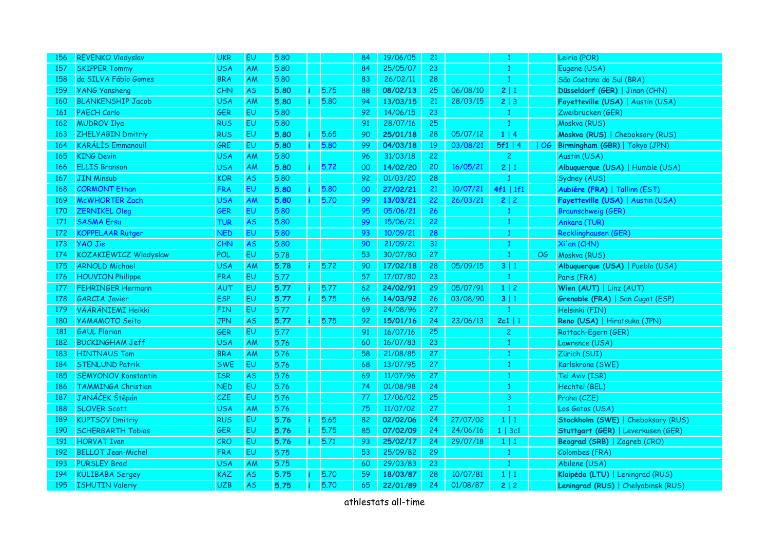| | | | | | | | | | | | | | | |
|---|---|---|---|---|---|---|---|---|---|---|---|---|---|---|
| 156 | REVENKO Vladyslav | UKR | EU | 5.80 | | | 84 | 19/06/05 | 21 | | 1 | | Leiria (POR) |
| 157 | SKIPPER Tommy | USA | AM | 5.80 | | | 84 | 25/05/07 | 23 | | 1 | | Eugene (USA) |
| 158 | da SILVA Fábio Gomes | BRA | AM | 5.80 | | | 83 | 26/02/11 | 28 | | 1 | | São Caetano do Sul (BRA) |
| 159 | YANG Yansheng | CHN | AS | **5.80** | i | 5.75 | 88 | **08/02/13** | 25 | 06/08/10 | **2** \| 1 | | **Düsseldorf (GER)** \| Jinan (CHN) |
| 160 | BLANKENSHIP Jacob | USA | AM | **5.80** | i | 5.80 | 94 | **13/03/15** | 21 | 28/03/15 | **2** \| 3 | | **Fayetteville (USA)** \| Austin (USA) |
| 161 | PAECH Carlo | GER | EU | 5.80 | | | 92 | 14/06/15 | 23 | | 1 | | Zweibrücken (GER) |
| 162 | MUDROV Ilya | RUS | EU | 5.80 | | | 91 | 28/07/16 | 25 | | 1 | | Moskva (RUS) |
| 163 | ZHELYABIN Dmitriy | RUS | EU | **5.80** | i | 5.65 | 90 | **25/01/18** | 28 | 05/07/12 | **1** \| 4 | | **Moskva (RUS)** \| Cheboksary (RUS) |
| 164 | KARÁLÍS Emmanouíl | GRE | EU | **5.80** | i | 5.80 | 99 | **04/03/18** | 19 | 03/08/21 | **5f1** \| 4 | \| OG | **Birmingham (GBR)** \| Tokyo (JPN) |
| 165 | KING Devin | USA | AM | 5.80 | | | 96 | 31/03/18 | 22 | | 2 | | Austin (USA) |
| 166 | ELLIS Branson | USA | AM | **5.80** | i | 5.72 | 00 | **14/02/20** | 20 | 16/05/21 | **2** \| 1 | | **Albuquerque (USA)** \| Humble (USA) |
| 167 | JIN Minsub | KOR | AS | 5.80 | | | 92 | 01/03/20 | 28 | | 1 | | Sydney (AUS) |
| 168 | CORMONT Ethan | FRA | EU | **5.80** | i | 5.80 | 00 | **27/02/21** | 21 | 10/07/21 | **4f1** \| 1f1 | | **Aubiére (FRA)** \| Tallinn (EST) |
| 169 | McWHORTER Zach | USA | AM | **5.80** | i | 5.70 | 99 | **13/03/21** | 22 | 26/03/21 | **2** \| 2 | | **Fayetteville (USA)** \| Austin (USA) |
| 170 | ZERNIKEL Oleg | GER | EU | 5.80 | | | 95 | 05/06/21 | 26 | | 1 | | Braunschweig (GER) |
| 171 | SASMA Ersu | TUR | AS | 5.80 | | | 99 | 15/06/21 | 22 | | 1 | | Ankara (TUR) |
| 172 | KOPPELAAR Rutger | NED | EU | 5.80 | | | 93 | 10/09/21 | 28 | | 1 | | Recklinghausen (GER) |
| 173 | YAO Jie | CHN | AS | 5.80 | | | 90 | 21/09/21 | 31 | | 1 | | Xi'an (CHN) |
| 174 | KOZAKIEWICZ Wladyslaw | POL | EU | 5.78 | | | 53 | 30/07/80 | 27 | | 1 | OG | Moskva (RUS) |
| 175 | ARNOLD Michael | USA | AM | **5.78** | i | 5.72 | 90 | **17/02/18** | 28 | 05/09/15 | **3** \| 1 | | **Albuquerque (USA)** \| Pueblo (USA) |
| 176 | HOUVION Philippe | FRA | EU | 5.77 | | | 57 | 17/07/80 | 23 | | 1 | | Paris (FRA) |
| 177 | FEHRINGER Hermann | AUT | EU | **5.77** | i | 5.77 | 62 | **24/02/91** | 29 | 05/07/91 | **1** \| 2 | | **Wien (AUT)** \| Linz (AUT) |
| 178 | GARCIA Javier | ESP | EU | **5.77** | i | 5.75 | 66 | **14/03/92** | 26 | 03/08/90 | **3** \| 1 | | **Grenoble (FRA)** \| San Cugat (ESP) |
| 179 | VÄÄRÄNIEMI Heikki | FIN | EU | 5.77 | | | 69 | 24/08/96 | 27 | | 1 | | Helsinki (FIN) |
| 180 | YAMAMOTO Seito | JPN | AS | **5.77** | i | 5.75 | 92 | **15/01/16** | 24 | 23/06/13 | **2c1** \| 1 | | **Reno (USA)** \| Hiratsuka (JPN) |
| 181 | GAUL Florian | GER | EU | 5.77 | | | 91 | 16/07/16 | 25 | | 2 | | Rottach-Egern (GER) |
| 182 | BUCKINGHAM Jeff | USA | AM | 5.76 | | | 60 | 16/07/83 | 23 | | 1 | | Lawrence (USA) |
| 183 | HINTNAUS Tom | BRA | AM | 5.76 | | | 58 | 21/08/85 | 27 | | 1 | | Zürich (SUI) |
| 184 | STENLUND Patrik | SWE | EU | 5.76 | | | 68 | 13/07/95 | 27 | | 1 | | Karlskrona (SWE) |
| 185 | SEMYONOV Konstantin | ISR | AS | 5.76 | | | 69 | 11/07/96 | 27 | | 1 | | Tel Aviv (ISR) |
| 186 | TAMMINGA Christian | NED | EU | 5.76 | | | 74 | 01/08/98 | 24 | | 1 | | Hechtel (BEL) |
| 187 | JANÁČEK Štěpán | CZE | EU | 5.76 | | | 77 | 17/06/02 | 25 | | 3 | | Praha (CZE) |
| 188 | SLOVER Scott | USA | AM | 5.76 | | | 75 | 11/07/02 | 27 | | 1 | | Los Gatos (USA) |
| 189 | KUPTSOV Dmitriy | RUS | EU | **5.76** | i | 5.65 | 82 | **02/02/06** | 24 | 27/07/02 | **1** \| 1 | | **Stockholm (SWE)** \| Cheboksary (RUS) |
| 190 | SCHERBARTH Tobias | GER | EU | **5.76** | i | 5.75 | 85 | **07/02/09** | 24 | 24/06/16 | **1** \| 3c1 | | **Stuttgart (GER)** \| Leverkusen (GER) |
| 191 | HORVAT Ivan | CRO | EU | **5.76** | i | 5.71 | 93 | **25/02/17** | 24 | 29/07/18 | **1** \| 1 | | **Beograd (SRB)** \| Zagreb (CRO) |
| 192 | BELLOT Jean-Michel | FRA | EU | 5.75 | | | 53 | 25/09/82 | 29 | | 1 | | Colombes (FRA) |
| 193 | PURSLEY Brad | USA | AM | 5.75 | | | 60 | 29/03/83 | 23 | | 1 | | Abilene (USA) |
| 194 | KULIBABA Sergey | KAZ | AS | **5.75** | i | 5.70 | 59 | **18/03/87** | 28 | 10/07/81 | **1** \| 1 | | **Klaipėda (LTU)** \| Leningrad (RUS) |
| 195 | ISHUTIN Valeriy | UZB | AS | **5.75** | i | 5.70 | 65 | **22/01/89** | 24 | 01/08/87 | **2** \| 2 | | **Leningrad (RUS)** \| Chelyabinsk (RUS) |

athlestats all-time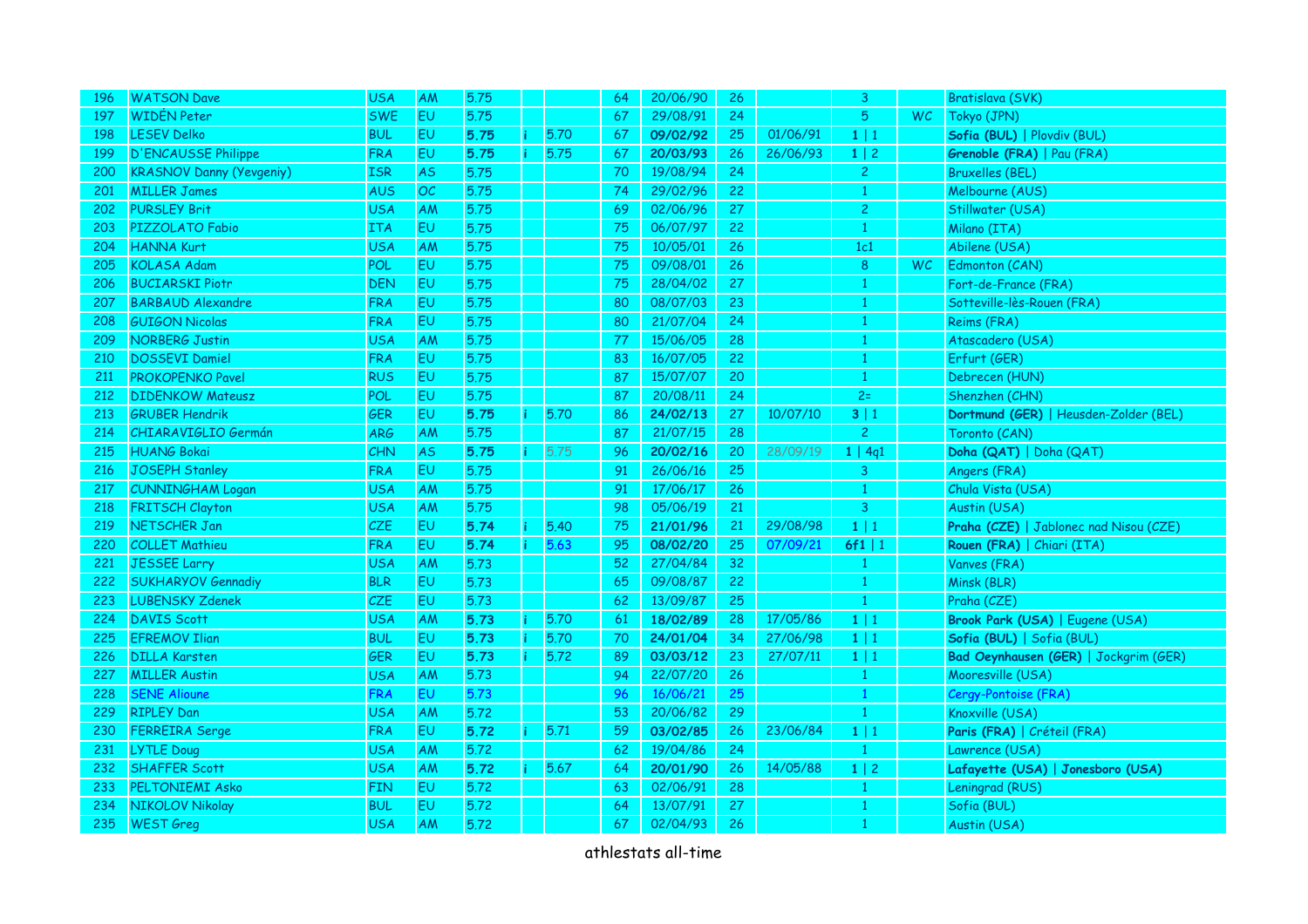| 196 | WATSON Dave | USA | AM | 5.75 | | | 64 | 20/06/90 | 26 | | 3 | | Bratislava (SVK) |
|---|---|---|---|---|---|---|---|---|---|---|---|---|---|
| 197 | WIDÉN Peter | SWE | EU | 5.75 | | | 67 | 29/08/91 | 24 | | 5 | WC | Tokyo (JPN) |
| 198 | LESEV Delko | BUL | EU | **5.75** | i | 5.70 | 67 | **09/02/92** | 25 | 01/06/91 | **1** \| 1 | | **Sofia (BUL)** \| Plovdiv (BUL) |
| 199 | D'ENCAUSSE Philippe | FRA | EU | **5.75** | i | 5.75 | 67 | **20/03/93** | 26 | 26/06/93 | **1** \| 2 | | **Grenoble (FRA)** \| Pau (FRA) |
| 200 | KRASNOV Danny (Yevgeniy) | ISR | AS | 5.75 | | | 70 | 19/08/94 | 24 | | 2 | | Bruxelles (BEL) |
| 201 | MILLER James | AUS | OC | 5.75 | | | 74 | 29/02/96 | 22 | | 1 | | Melbourne (AUS) |
| 202 | PURSLEY Brit | USA | AM | 5.75 | | | 69 | 02/06/96 | 27 | | 2 | | Stillwater (USA) |
| 203 | PIZZOLATO Fabio | ITA | EU | 5.75 | | | 75 | 06/07/97 | 22 | | 1 | | Milano (ITA) |
| 204 | HANNA Kurt | USA | AM | 5.75 | | | 75 | 10/05/01 | 26 | | 1c1 | | Abilene (USA) |
| 205 | KOLASA Adam | POL | EU | 5.75 | | | 75 | 09/08/01 | 26 | | 8 | WC | Edmonton (CAN) |
| 206 | BUCIARSKI Piotr | DEN | EU | 5.75 | | | 75 | 28/04/02 | 27 | | 1 | | Fort-de-France (FRA) |
| 207 | BARBAUD Alexandre | FRA | EU | 5.75 | | | 80 | 08/07/03 | 23 | | 1 | | Sotteville-lès-Rouen (FRA) |
| 208 | GUIGON Nicolas | FRA | EU | 5.75 | | | 80 | 21/07/04 | 24 | | 1 | | Reims (FRA) |
| 209 | NORBERG Justin | USA | AM | 5.75 | | | 77 | 15/06/05 | 28 | | 1 | | Atascadero (USA) |
| 210 | DOSSEVI Damiel | FRA | EU | 5.75 | | | 83 | 16/07/05 | 22 | | 1 | | Erfurt (GER) |
| 211 | PROKOPENKO Pavel | RUS | EU | 5.75 | | | 87 | 15/07/07 | 20 | | 1 | | Debrecen (HUN) |
| 212 | DIDENKOW Mateusz | POL | EU | 5.75 | | | 87 | 20/08/11 | 24 | | 2= | | Shenzhen (CHN) |
| 213 | GRUBER Hendrik | GER | EU | **5.75** | i | 5.70 | 86 | **24/02/13** | 27 | 10/07/10 | **3** \| 1 | | **Dortmund (GER)** \| Heusden-Zolder (BEL) |
| 214 | CHIARAVIGLIO Germán | ARG | AM | 5.75 | | | 87 | 21/07/15 | 28 | | 2 | | Toronto (CAN) |
| 215 | HUANG Bokai | CHN | AS | **5.75** | i | 5.75 | 96 | **20/02/16** | 20 | 28/09/19 | **1** \| 4q1 | | **Doha (QAT)** \| Doha (QAT) |
| 216 | JOSEPH Stanley | FRA | EU | 5.75 | | | 91 | 26/06/16 | 25 | | 3 | | Angers (FRA) |
| 217 | CUNNINGHAM Logan | USA | AM | 5.75 | | | 91 | 17/06/17 | 26 | | 1 | | Chula Vista (USA) |
| 218 | FRITSCH Clayton | USA | AM | 5.75 | | | 98 | 05/06/19 | 21 | | 3 | | Austin (USA) |
| 219 | NETSCHER Jan | CZE | EU | **5.74** | i | 5.40 | 75 | **21/01/96** | 21 | 29/08/98 | **1** \| 1 | | **Praha (CZE)** \| Jablonec nad Nisou (CZE) |
| 220 | COLLET Mathieu | FRA | EU | **5.74** | i | 5.63 | 95 | **08/02/20** | 25 | 07/09/21 | **6f1** \| 1 | | **Rouen (FRA)** \| Chiari (ITA) |
| 221 | JESSEE Larry | USA | AM | 5.73 | | | 52 | 27/04/84 | 32 | | 1 | | Vanves (FRA) |
| 222 | SUKHARYOV Gennadiy | BLR | EU | 5.73 | | | 65 | 09/08/87 | 22 | | 1 | | Minsk (BLR) |
| 223 | LUBENSKY Zdenek | CZE | EU | 5.73 | | | 62 | 13/09/87 | 25 | | 1 | | Praha (CZE) |
| 224 | DAVIS Scott | USA | AM | **5.73** | i | 5.70 | 61 | **18/02/89** | 28 | 17/05/86 | **1** \| 1 | | **Brook Park (USA)** \| Eugene (USA) |
| 225 | EFREMOV Ilian | BUL | EU | **5.73** | i | 5.70 | 70 | **24/01/04** | 34 | 27/06/98 | **1** \| 1 | | **Sofia (BUL)** \| Sofia (BUL) |
| 226 | DILLA Karsten | GER | EU | **5.73** | i | 5.72 | 89 | **03/03/12** | 23 | 27/07/11 | **1** \| 1 | | **Bad Oeynhausen (GER)** \| Jockgrim (GER) |
| 227 | MILLER Austin | USA | AM | 5.73 | | | 94 | 22/07/20 | 26 | | 1 | | Mooresville (USA) |
| 228 | SENE Alioune | FRA | EU | 5.73 | | | 96 | 16/06/21 | 25 | | 1 | | Cergy-Pontoise (FRA) |
| 229 | RIPLEY Dan | USA | AM | 5.72 | | | 53 | 20/06/82 | 29 | | 1 | | Knoxville (USA) |
| 230 | FERREIRA Serge | FRA | EU | **5.72** | i | 5.71 | 59 | **03/02/85** | 26 | 23/06/84 | **1** \| 1 | | **Paris (FRA)** \| Créteil (FRA) |
| 231 | LYTLE Doug | USA | AM | 5.72 | | | 62 | 19/04/86 | 24 | | 1 | | Lawrence (USA) |
| 232 | SHAFFER Scott | USA | AM | **5.72** | i | 5.67 | 64 | **20/01/90** | 26 | 14/05/88 | **1** \| 2 | | **Lafayette (USA)** \| **Jonesboro (USA)** |
| 233 | PELTONIEMI Asko | FIN | EU | 5.72 | | | 63 | 02/06/91 | 28 | | 1 | | Leningrad (RUS) |
| 234 | NIKOLOV Nikolay | BUL | EU | 5.72 | | | 64 | 13/07/91 | 27 | | 1 | | Sofia (BUL) |
| 235 | WEST Greg | USA | AM | 5.72 | | | 67 | 02/04/93 | 26 | | 1 | | Austin (USA) |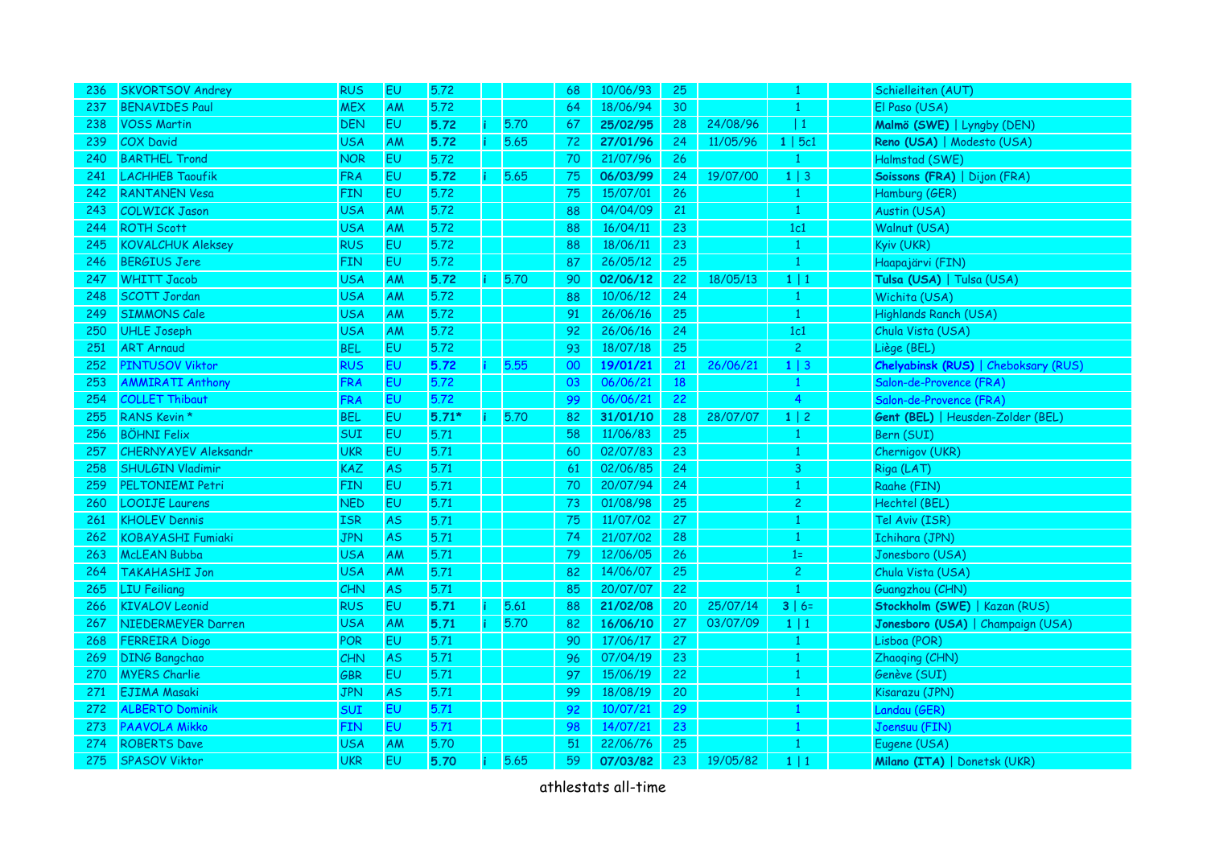| 236 | SKVORTSOV Andrey | RUS | EU | 5.72 | | | 68 | 10/06/93 | 25 | | 1 | | Schielleiten (AUT) |
|---|---|---|---|---|---|---|---|---|---|---|---|---|---|
| 237 | BENAVIDES Paul | MEX | AM | 5.72 | | | 64 | 18/06/94 | 30 | | 1 | | El Paso (USA) |
| 238 | VOSS Martin | DEN | EU | **5.72** | i | 5.70 | 67 | **25/02/95** | 28 | 24/08/96 | \| 1 | | **Malmö (SWE)** \| Lyngby (DEN) |
| 239 | COX David | USA | AM | **5.72** | i | 5.65 | 72 | **27/01/96** | 24 | 11/05/96 | **1** \| 5c1 | | **Reno (USA)** \| Modesto (USA) |
| 240 | BARTHEL Trond | NOR | EU | 5.72 | | | 70 | 21/07/96 | 26 | | 1 | | Halmstad (SWE) |
| 241 | LACHHEB Taoufik | FRA | EU | **5.72** | i | 5.65 | 75 | **06/03/99** | 24 | 19/07/00 | **1** \| 3 | | **Soissons (FRA)** \| Dijon (FRA) |
| 242 | RANTANEN Vesa | FIN | EU | 5.72 | | | 75 | 15/07/01 | 26 | | 1 | | Hamburg (GER) |
| 243 | COLWICK Jason | USA | AM | 5.72 | | | 88 | 04/04/09 | 21 | | 1 | | Austin (USA) |
| 244 | ROTH Scott | USA | AM | 5.72 | | | 88 | 16/04/11 | 23 | | 1c1 | | Walnut (USA) |
| 245 | KOVALCHUK Aleksey | RUS | EU | 5.72 | | | 88 | 18/06/11 | 23 | | 1 | | Kyiv (UKR) |
| 246 | BERGIUS Jere | FIN | EU | 5.72 | | | 87 | 26/05/12 | 25 | | 1 | | Haapajärvi (FIN) |
| 247 | WHITT Jacob | USA | AM | **5.72** | i | 5.70 | 90 | **02/06/12** | 22 | 18/05/13 | **1** \| 1 | | **Tulsa (USA)** \| Tulsa (USA) |
| 248 | SCOTT Jordan | USA | AM | 5.72 | | | 88 | 10/06/12 | 24 | | 1 | | Wichita (USA) |
| 249 | SIMMONS Cale | USA | AM | 5.72 | | | 91 | 26/06/16 | 25 | | 1 | | Highlands Ranch (USA) |
| 250 | UHLE Joseph | USA | AM | 5.72 | | | 92 | 26/06/16 | 24 | | 1c1 | | Chula Vista (USA) |
| 251 | ART Arnaud | BEL | EU | 5.72 | | | 93 | 18/07/18 | 25 | | 2 | | Liège (BEL) |
| 252 | PINTUSOV Viktor | RUS | EU | **5.72** | i | 5.55 | 00 | **19/01/21** | 21 | 26/06/21 | **1** \| 3 | | **Chelyabinsk (RUS)** \| Cheboksary (RUS) |
| 253 | AMMIRATI Anthony | FRA | EU | 5.72 | | | 03 | 06/06/21 | 18 | | 1 | | Salon-de-Provence (FRA) |
| 254 | COLLET Thibaut | FRA | EU | 5.72 | | | 99 | 06/06/21 | 22 | | 4 | | Salon-de-Provence (FRA) |
| 255 | RANS Kevin * | BEL | EU | **5.71*** | i | 5.70 | 82 | **31/01/10** | 28 | 28/07/07 | **1** \| 2 | | **Gent (BEL)** \| Heusden-Zolder (BEL) |
| 256 | BÖHNI Felix | SUI | EU | 5.71 | | | 58 | 11/06/83 | 25 | | 1 | | Bern (SUI) |
| 257 | CHERNYAYEV Aleksandr | UKR | EU | 5.71 | | | 60 | 02/07/83 | 23 | | 1 | | Chernigov (UKR) |
| 258 | SHULGIN Vladimir | KAZ | AS | 5.71 | | | 61 | 02/06/85 | 24 | | 3 | | Riga (LAT) |
| 259 | PELTONIEMI Petri | FIN | EU | 5.71 | | | 70 | 20/07/94 | 24 | | 1 | | Raahe (FIN) |
| 260 | LOOIJE Laurens | NED | EU | 5.71 | | | 73 | 01/08/98 | 25 | | 2 | | Hechtel (BEL) |
| 261 | KHOLEV Dennis | ISR | AS | 5.71 | | | 75 | 11/07/02 | 27 | | 1 | | Tel Aviv (ISR) |
| 262 | KOBAYASHI Fumiaki | JPN | AS | 5.71 | | | 74 | 21/07/02 | 28 | | 1 | | Ichihara (JPN) |
| 263 | McLEAN Bubba | USA | AM | 5.71 | | | 79 | 12/06/05 | 26 | | 1= | | Jonesboro (USA) |
| 264 | TAKAHASHI Jon | USA | AM | 5.71 | | | 82 | 14/06/07 | 25 | | 2 | | Chula Vista (USA) |
| 265 | LIU Feiliang | CHN | AS | 5.71 | | | 85 | 20/07/07 | 22 | | 1 | | Guangzhou (CHN) |
| 266 | KIVALOV Leonid | RUS | EU | **5.71** | i | 5.61 | 88 | **21/02/08** | 20 | 25/07/14 | **3** \| 6= | | **Stockholm (SWE)** \| Kazan (RUS) |
| 267 | NIEDERMEYER Darren | USA | AM | **5.71** | i | 5.70 | 82 | **16/06/10** | 27 | 03/07/09 | **1** \| 1 | | **Jonesboro (USA)** \| Champaign (USA) |
| 268 | FERREIRA Diogo | POR | EU | 5.71 | | | 90 | 17/06/17 | 27 | | 1 | | Lisboa (POR) |
| 269 | DING Bangchao | CHN | AS | 5.71 | | | 96 | 07/04/19 | 23 | | 1 | | Zhaoqing (CHN) |
| 270 | MYERS Charlie | GBR | EU | 5.71 | | | 97 | 15/06/19 | 22 | | 1 | | Genève (SUI) |
| 271 | EJIMA Masaki | JPN | AS | 5.71 | | | 99 | 18/08/19 | 20 | | 1 | | Kisarazu (JPN) |
| 272 | ALBERTO Dominik | SUI | EU | 5.71 | | | 92 | 10/07/21 | 29 | | 1 | | Landau (GER) |
| 273 | PAAVOLA Mikko | FIN | EU | 5.71 | | | 98 | 14/07/21 | 23 | | 1 | | Joensuu (FIN) |
| 274 | ROBERTS Dave | USA | AM | 5.70 | | | 51 | 22/06/76 | 25 | | 1 | | Eugene (USA) |
| 275 | SPASOV Viktor | UKR | EU | **5.70** | i | 5.65 | 59 | **07/03/82** | 23 | 19/05/82 | **1** \| 1 | | **Milano (ITA)** \| Donetsk (UKR) |

athlestats all-time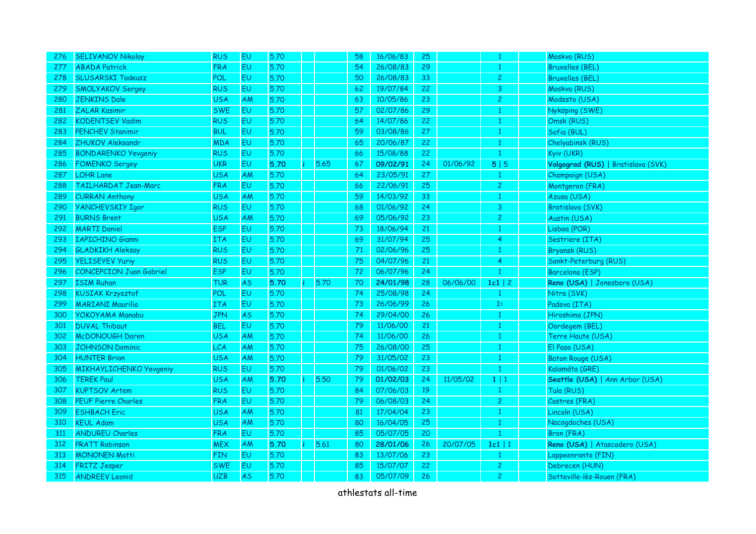| | | | | | | | | | | | | | |
|---|---|---|---|---|---|---|---|---|---|---|---|---|---|
| 276 | SELIVANOV Nikolay | RUS | EU | 5.70 | | | 58 | 16/06/83 | 25 | | 1 | | Moskva (RUS) |
| 277 | ABADA Patrick | FRA | EU | 5.70 | | | 54 | 26/08/83 | 29 | | 1 | | Bruxelles (BEL) |
| 278 | SLUSARSKI Tadeusz | POL | EU | 5.70 | | | 50 | 26/08/83 | 33 | | 2 | | Bruxelles (BEL) |
| 279 | SMOLYAKOV Sergey | RUS | EU | 5.70 | | | 62 | 19/07/84 | 22 | | 3 | | Moskva (RUS) |
| 280 | JENKINS Dale | USA | AM | 5.70 | | | 63 | 10/05/86 | 23 | | 2 | | Modesto (USA) |
| 281 | ZALAR Kasimir | SWE | EU | 5.70 | | | 57 | 02/07/86 | 29 | | 1 | | Nyköping (SWE) |
| 282 | KODENTSEV Vadim | RUS | EU | 5.70 | | | 64 | 14/07/86 | 22 | | 1 | | Omsk (RUS) |
| 283 | PENCHEV Stanimir | BUL | EU | 5.70 | | | 59 | 03/08/86 | 27 | | 1 | | Sofia (BUL) |
| 284 | ZHUKOV Aleksandr | MDA | EU | 5.70 | | | 65 | 20/06/87 | 22 | | 1 | | Chelyabinsk (RUS) |
| 285 | BONDARENKO Yevgeniy | RUS | EU | 5.70 | | | 66 | 15/08/88 | 22 | | 1 | | Kyiv (UKR) |
| 286 | FOMENKO Sergey | UKR | EU | **5.70** | i | 5.65 | 67 | **09/02/91** | 24 | 01/06/92 | **5** \| 5 | | **Volgograd (RUS)** \| Bratislava (SVK) |
| 287 | LOHR Lane | USA | AM | 5.70 | | | 64 | 23/05/91 | 27 | | 1 | | Champaign (USA) |
| 288 | TAILHARDAT Jean-Marc | FRA | EU | 5.70 | | | 66 | 22/06/91 | 25 | | 2 | | Montgeron (FRA) |
| 289 | CURRAN Anthony | USA | AM | 5.70 | | | 59 | 14/03/92 | 33 | | 1 | | Azusa (USA) |
| 290 | YANCHEVSKIY Igor | RUS | EU | 5.70 | | | 68 | 01/06/92 | 24 | | 3 | | Bratislava (SVK) |
| 291 | BURNS Brent | USA | AM | 5.70 | | | 69 | 05/06/92 | 23 | | 2 | | Austin (USA) |
| 292 | MARTI Daniel | ESP | EU | 5.70 | | | 73 | 18/06/94 | 21 | | 1 | | Lisboa (POR) |
| 293 | IAPICHINO Gianni | ITA | EU | 5.70 | | | 69 | 31/07/94 | 25 | | 4 | | Sestriere (ITA) |
| 294 | GLADKIKH Aleksay | RUS | EU | 5.70 | | | 71 | 02/06/96 | 25 | | 1 | | Bryansk (RUS) |
| 295 | YELISEYEV Yuriy | RUS | EU | 5.70 | | | 75 | 04/07/96 | 21 | | 4 | | Sankt-Peterburg (RUS) |
| 296 | CONCEPCION Juan Gabriel | ESP | EU | 5.70 | | | 72 | 06/07/96 | 24 | | 1 | | Barcelona (ESP) |
| 297 | ISIM Ruhan | TUR | AS | **5.70** | i | 5.70 | 70 | **24/01/98** | 28 | 06/06/00 | **1c1** \| 2 | | **Reno (USA)** \| Jonesboro (USA) |
| 298 | KUSIAK Krzysztof | POL | EU | 5.70 | | | 74 | 25/08/98 | 24 | | 1 | | Nitra (SVK) |
| 299 | MARIANI Maurilio | ITA | EU | 5.70 | | | 73 | 26/06/99 | 26 | | 1= | | Padova (ITA) |
| 300 | YOKOYAMA Manabu | JPN | AS | 5.70 | | | 74 | 29/04/00 | 26 | | 1 | | Hiroshima (JPN) |
| 301 | DUVAL Thibaut | BEL | EU | 5.70 | | | 79 | 11/06/00 | 21 | | 1 | | Oordegem (BEL) |
| 302 | McDONOUGH Daren | USA | AM | 5.70 | | | 74 | 11/06/00 | 26 | | 1 | | Terre Haute (USA) |
| 303 | JOHNSON Dominic | LCA | AM | 5.70 | | | 75 | 26/08/00 | 25 | | 1 | | El Paso (USA) |
| 304 | HUNTER Brian | USA | AM | 5.70 | | | 79 | 31/05/02 | 23 | | 1 | | Baton Rouge (USA) |
| 305 | MIKHAYLICHENKO Yevgeniy | RUS | EU | 5.70 | | | 79 | 01/06/02 | 23 | | 1 | | Kalamáta (GRE) |
| 306 | TEREK Paul | USA | AM | **5.70** | i | 5.50 | 79 | **01/02/03** | 24 | 11/05/02 | **1** \| 1 | | **Seattle (USA)** \| Ann Arbor (USA) |
| 307 | KUPTSOV Artem | RUS | EU | 5.70 | | | 84 | 07/06/03 | 19 | | 1 | | Tula (RUS) |
| 308 | PEUF Pierre Charles | FRA | EU | 5.70 | | | 79 | 06/08/03 | 24 | | 2 | | Castres (FRA) |
| 309 | ESHBACH Eric | USA | AM | 5.70 | | | 81 | 17/04/04 | 23 | | 1 | | Lincoln (USA) |
| 310 | KEUL Adam | USA | AM | 5.70 | | | 80 | 16/04/05 | 25 | | 1 | | Nacogdoches (USA) |
| 311 | ANDUREU Charles | FRA | EU | 5.70 | | | 85 | 05/07/05 | 20 | | 1 | | Bron (FRA) |
| 312 | PRATT Robinson | MEX | AM | **5.70** | i | 5.61 | 80 | **28/01/06** | 26 | 20/07/05 | **1c1** \| 1 | | **Reno (USA)** \| Atascadero (USA) |
| 313 | MONONEN Matti | FIN | EU | 5.70 | | | 83 | 13/07/06 | 23 | | 1 | | Lappeenranta (FIN) |
| 314 | FRITZ Jesper | SWE | EU | 5.70 | | | 85 | 15/07/07 | 22 | | 2 | | Debrecen (HUN) |
| 315 | ANDREEV Leonid | UZB | AS | 5.70 | | | 83 | 05/07/09 | 26 | | 2 | | Sotteville-lès-Rouen (FRA) |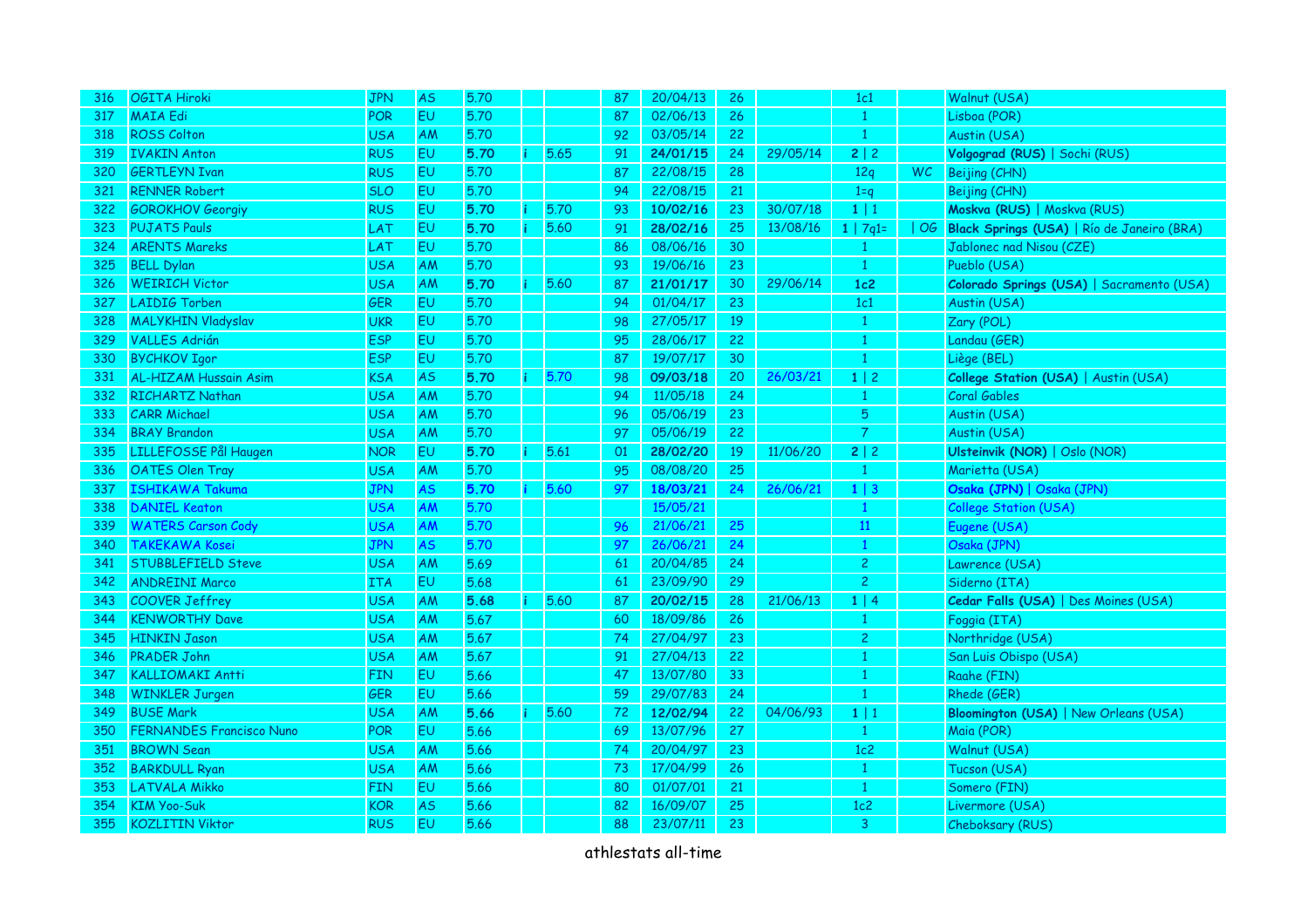| | | | | | | | | | | | | | | |
|---|---|---|---|---|---|---|---|---|---|---|---|---|---|---|
| 316 | OGITA Hiroki | JPN | AS | 5.70 | | | 87 | 20/04/13 | 26 | | 1c1 | | Walnut (USA) |
| 317 | MAIA Edi | POR | EU | 5.70 | | | 87 | 02/06/13 | 26 | | 1 | | Lisboa (POR) |
| 318 | ROSS Colton | USA | AM | 5.70 | | | 92 | 03/05/14 | 22 | | 1 | | Austin (USA) |
| 319 | IVAKIN Anton | RUS | EU | **5.70** | i | 5.65 | 91 | **24/01/15** | 24 | 29/05/14 | **2** \| 2 | | **Volgograd (RUS)** \| Sochi (RUS) |
| 320 | GERTLEYN Ivan | RUS | EU | 5.70 | | | 87 | 22/08/15 | 28 | | 12q | WC | Beijing (CHN) |
| 321 | RENNER Robert | SLO | EU | 5.70 | | | 94 | 22/08/15 | 21 | | 1=q | | Beijing (CHN) |
| 322 | GOROKHOV Georgiy | RUS | EU | **5.70** | i | 5.70 | 93 | **10/02/16** | 23 | 30/07/18 | **1** \| 1 | | **Moskva (RUS)** \| Moskva (RUS) |
| 323 | PUJATS Pauls | LAT | EU | **5.70** | i | 5.60 | 91 | **28/02/16** | 25 | 13/08/16 | **1** \| 7q1= | \| OG | **Black Springs (USA)** \| Río de Janeiro (BRA) |
| 324 | ARENTS Mareks | LAT | EU | 5.70 | | | 86 | 08/06/16 | 30 | | 1 | | Jablonec nad Nisou (CZE) |
| 325 | BELL Dylan | USA | AM | 5.70 | | | 93 | 19/06/16 | 23 | | 1 | | Pueblo (USA) |
| 326 | WEIRICH Victor | USA | AM | **5.70** | i | 5.60 | 87 | **21/01/17** | 30 | 29/06/14 | **1c2** | | **Colorado Springs (USA)** \| Sacramento (USA) |
| 327 | LAIDIG Torben | GER | EU | 5.70 | | | 94 | 01/04/17 | 23 | | 1c1 | | Austin (USA) |
| 328 | MALYKHIN Vladyslav | UKR | EU | 5.70 | | | 98 | 27/05/17 | 19 | | 1 | | Zary (POL) |
| 329 | VALLES Adrián | ESP | EU | 5.70 | | | 95 | 28/06/17 | 22 | | 1 | | Landau (GER) |
| 330 | BYCHKOV Igor | ESP | EU | 5.70 | | | 87 | 19/07/17 | 30 | | 1 | | Liège (BEL) |
| 331 | AL-HIZAM Hussain Asim | KSA | AS | **5.70** | i | 5.70 | 98 | **09/03/18** | 20 | 26/03/21 | **1** \| 2 | | **College Station (USA)** \| Austin (USA) |
| 332 | RICHARTZ Nathan | USA | AM | 5.70 | | | 94 | 11/05/18 | 24 | | 1 | | Coral Gables |
| 333 | CARR Michael | USA | AM | 5.70 | | | 96 | 05/06/19 | 23 | | 5 | | Austin (USA) |
| 334 | BRAY Brandon | USA | AM | 5.70 | | | 97 | 05/06/19 | 22 | | 7 | | Austin (USA) |
| 335 | LILLEFOSSE Pål Haugen | NOR | EU | **5.70** | i | 5.61 | 01 | **28/02/20** | 19 | 11/06/20 | **2** \| 2 | | **Ulsteinvik (NOR)** \| Oslo (NOR) |
| 336 | OATES Olen Tray | USA | AM | 5.70 | | | 95 | 08/08/20 | 25 | | 1 | | Marietta (USA) |
| 337 | ISHIKAWA Takuma | JPN | AS | **5.70** | i | 5.60 | 97 | **18/03/21** | 24 | 26/06/21 | **1** \| 3 | | **Osaka (JPN)** \| Osaka (JPN) |
| 338 | DANIEL Keaton | USA | AM | 5.70 | | | | 15/05/21 | | | 1 | | College Station (USA) |
| 339 | WATERS Carson Cody | USA | AM | 5.70 | | | 96 | 21/06/21 | 25 | | 11 | | Eugene (USA) |
| 340 | TAKEKAWA Kosei | JPN | AS | 5.70 | | | 97 | 26/06/21 | 24 | | 1 | | Osaka (JPN) |
| 341 | STUBBLEFIELD Steve | USA | AM | 5.69 | | | 61 | 20/04/85 | 24 | | 2 | | Lawrence (USA) |
| 342 | ANDREINI Marco | ITA | EU | 5.68 | | | 61 | 23/09/90 | 29 | | 2 | | Siderno (ITA) |
| 343 | COOVER Jeffrey | USA | AM | **5.68** | i | 5.60 | 87 | **20/02/15** | 28 | 21/06/13 | **1** \| 4 | | **Cedar Falls (USA)** \| Des Moines (USA) |
| 344 | KENWORTHY Dave | USA | AM | 5.67 | | | 60 | 18/09/86 | 26 | | 1 | | Foggia (ITA) |
| 345 | HINKIN Jason | USA | AM | 5.67 | | | 74 | 27/04/97 | 23 | | 2 | | Northridge (USA) |
| 346 | PRADER John | USA | AM | 5.67 | | | 91 | 27/04/13 | 22 | | 1 | | San Luis Obispo (USA) |
| 347 | KALLIOMAKI Antti | FIN | EU | 5.66 | | | 47 | 13/07/80 | 33 | | 1 | | Raahe (FIN) |
| 348 | WINKLER Jurgen | GER | EU | 5.66 | | | 59 | 29/07/83 | 24 | | 1 | | Rhede (GER) |
| 349 | BUSE Mark | USA | AM | **5.66** | i | 5.60 | 72 | **12/02/94** | 22 | 04/06/93 | **1** \| 1 | | **Bloomington (USA)** \| New Orleans (USA) |
| 350 | FERNANDES Francisco Nuno | POR | EU | 5.66 | | | 69 | 13/07/96 | 27 | | 1 | | Maia (POR) |
| 351 | BROWN Sean | USA | AM | 5.66 | | | 74 | 20/04/97 | 23 | | 1c2 | | Walnut (USA) |
| 352 | BARKDULL Ryan | USA | AM | 5.66 | | | 73 | 17/04/99 | 26 | | 1 | | Tucson (USA) |
| 353 | LATVALA Mikko | FIN | EU | 5.66 | | | 80 | 01/07/01 | 21 | | 1 | | Somero (FIN) |
| 354 | KIM Yoo-Suk | KOR | AS | 5.66 | | | 82 | 16/09/07 | 25 | | 1c2 | | Livermore (USA) |
| 355 | KOZLITIN Viktor | RUS | EU | 5.66 | | | 88 | 23/07/11 | 23 | | 3 | | Cheboksary (RUS) |

athlestats all-time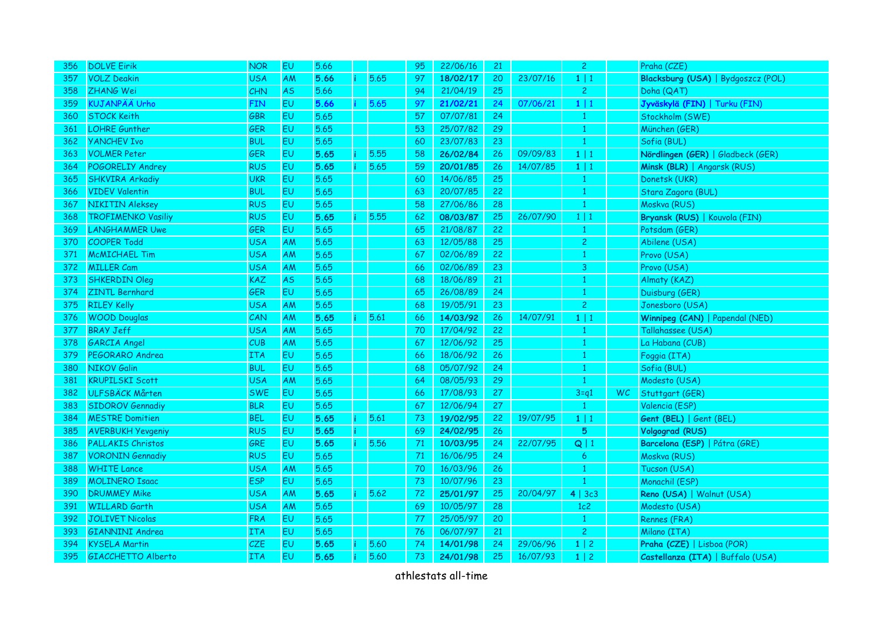| 356 | DOLVE Eirik | NOR | EU | 5.66 | | | 95 | 22/06/16 | 21 | | 2 | | Praha (CZE) |
|---|---|---|---|---|---|---|---|---|---|---|---|---|---|
| 357 | VOLZ Deakin | USA | AM | **5.66** | i | 5.65 | 97 | **18/02/17** | 20 | 23/07/16 | **1** \| 1 | | **Blacksburg (USA)** \| Bydgoszcz (POL) |
| 358 | ZHANG Wei | CHN | AS | 5.66 | | | 94 | 21/04/19 | 25 | | 2 | | Doha (QAT) |
| 359 | KUJANPÄÄ Urho | FIN | EU | **5.66** | i | 5.65 | 97 | **21/02/21** | 24 | 07/06/21 | **1** \| 1 | | **Jyväskylä (FIN)** \| Turku (FIN) |
| 360 | STOCK Keith | GBR | EU | 5.65 | | | 57 | 07/07/81 | 24 | | 1 | | Stockholm (SWE) |
| 361 | LOHRE Gunther | GER | EU | 5.65 | | | 53 | 25/07/82 | 29 | | 1 | | München (GER) |
| 362 | YANCHEV Ivo | BUL | EU | 5.65 | | | 60 | 23/07/83 | 23 | | 1 | | Sofia (BUL) |
| 363 | VOLMER Peter | GER | EU | **5.65** | i | 5.55 | 58 | **26/02/84** | 26 | 09/09/83 | **1** \| 1 | | **Nördlingen (GER)** \| Gladbeck (GER) |
| 364 | POGORELIY Andrey | RUS | EU | **5.65** | i | 5.65 | 59 | **20/01/85** | 26 | 14/07/85 | **1** \| 1 | | **Minsk (BLR)** \| Angarsk (RUS) |
| 365 | SHKVIRA Arkadiy | UKR | EU | 5.65 | | | 60 | 14/06/85 | 25 | | 1 | | Donetsk (UKR) |
| 366 | VIDEV Valentin | BUL | EU | 5.65 | | | 63 | 20/07/85 | 22 | | 1 | | Stara Zagora (BUL) |
| 367 | NIKITIN Aleksey | RUS | EU | 5.65 | | | 58 | 27/06/86 | 28 | | 1 | | Moskva (RUS) |
| 368 | TROFIMENKO Vasiliy | RUS | EU | **5.65** | i | 5.55 | 62 | **08/03/87** | 25 | 26/07/90 | 1 \| 1 | | **Bryansk (RUS)** \| Kouvola (FIN) |
| 369 | LANGHAMMER Uwe | GER | EU | 5.65 | | | 65 | 21/08/87 | 22 | | 1 | | Potsdam (GER) |
| 370 | COOPER Todd | USA | AM | 5.65 | | | 63 | 12/05/88 | 25 | | 2 | | Abilene (USA) |
| 371 | McMICHAEL Tim | USA | AM | 5.65 | | | 67 | 02/06/89 | 22 | | 1 | | Provo (USA) |
| 372 | MILLER Cam | USA | AM | 5.65 | | | 66 | 02/06/89 | 23 | | 3 | | Provo (USA) |
| 373 | SHKERDIN Oleg | KAZ | AS | 5.65 | | | 68 | 18/06/89 | 21 | | 1 | | Almaty (KAZ) |
| 374 | ZINTL Bernhard | GER | EU | 5.65 | | | 65 | 26/08/89 | 24 | | 1 | | Duisburg (GER) |
| 375 | RILEY Kelly | USA | AM | 5.65 | | | 68 | 19/05/91 | 23 | | 2 | | Jonesboro (USA) |
| 376 | WOOD Douglas | CAN | AM | **5.65** | i | 5.61 | 66 | **14/03/92** | 26 | 14/07/91 | **1** \| 1 | | **Winnipeg (CAN)** \| Papendal (NED) |
| 377 | BRAY Jeff | USA | AM | 5.65 | | | 70 | 17/04/92 | 22 | | 1 | | Tallahassee (USA) |
| 378 | GARCIA Angel | CUB | AM | 5.65 | | | 67 | 12/06/92 | 25 | | 1 | | La Habana (CUB) |
| 379 | PEGORARO Andrea | ITA | EU | 5.65 | | | 66 | 18/06/92 | 26 | | 1 | | Foggia (ITA) |
| 380 | NIKOV Galin | BUL | EU | 5.65 | | | 68 | 05/07/92 | 24 | | 1 | | Sofia (BUL) |
| 381 | KRUPILSKI Scott | USA | AM | 5.65 | | | 64 | 08/05/93 | 29 | | 1 | | Modesto (USA) |
| 382 | ULFSBÄCK Mårten | SWE | EU | 5.65 | | | 66 | 17/08/93 | 27 | | 3=q1 | WC | Stuttgart (GER) |
| 383 | SIDOROV Gennadiy | BLR | EU | 5.65 | | | 67 | 12/06/94 | 27 | | 1 | | Valencia (ESP) |
| 384 | MESTRE Domitien | BEL | EU | **5.65** | i | 5.61 | 73 | **19/02/95** | 22 | 19/07/95 | **1** \| 1 | | **Gent (BEL)** \| Gent (BEL) |
| 385 | AVERBUKH Yevgeniy | RUS | EU | **5.65** | i | | 69 | **24/02/95** | 26 | | **5** | | **Volgograd (RUS)** |
| 386 | PALLAKIS Christos | GRE | EU | **5.65** | i | 5.56 | 71 | **10/03/95** | 24 | 22/07/95 | **Q** \| 1 | | **Barcelona (ESP)** \| Pátra (GRE) |
| 387 | VORONIN Gennadiy | RUS | EU | 5.65 | | | 71 | 16/06/95 | 24 | | 6 | | Moskva (RUS) |
| 388 | WHITE Lance | USA | AM | 5.65 | | | 70 | 16/03/96 | 26 | | 1 | | Tucson (USA) |
| 389 | MOLINERO Isaac | ESP | EU | 5.65 | | | 73 | 10/07/96 | 23 | | 1 | | Monachil (ESP) |
| 390 | DRUMMEY Mike | USA | AM | **5.65** | i | 5.62 | 72 | **25/01/97** | 25 | 20/04/97 | **4** \| 3c3 | | **Reno (USA)** \| Walnut (USA) |
| 391 | WILLARD Garth | USA | AM | 5.65 | | | 69 | 10/05/97 | 28 | | 1c2 | | Modesto (USA) |
| 392 | JOLIVET Nicolas | FRA | EU | 5.65 | | | 77 | 25/05/97 | 20 | | 1 | | Rennes (FRA) |
| 393 | GIANNINI Andrea | ITA | EU | 5.65 | | | 76 | 06/07/97 | 21 | | 2 | | Milano (ITA) |
| 394 | KYSELA Martin | CZE | EU | **5.65** | i | 5.60 | 74 | **14/01/98** | 24 | 29/06/96 | **1** \| 2 | | **Praha (CZE)** \| Lisboa (POR) |
| 395 | GIACCHETTO Alberto | ITA | EU | **5.65** | i | 5.60 | 73 | **24/01/98** | 25 | 16/07/93 | **1** \| 2 | | **Castellanza (ITA)** \| Buffalo (USA) |

athlestats all-time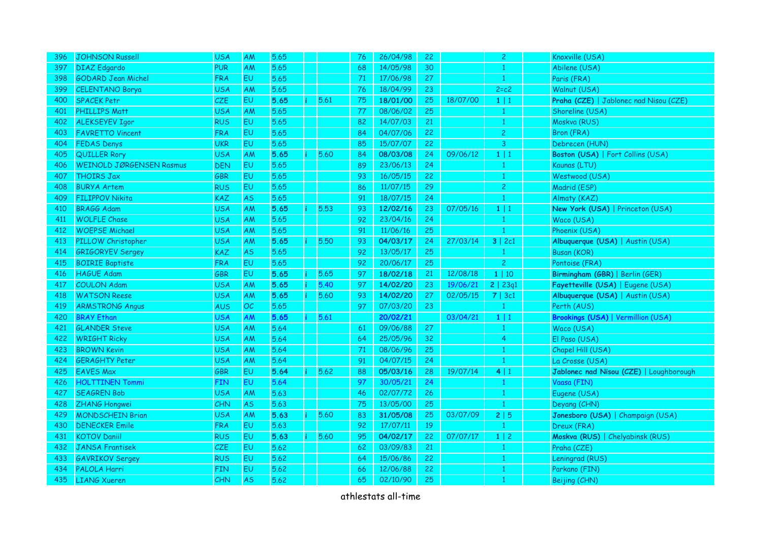| 396 | JOHNSON Russell | USA | AM | 5.65 | | | 76 | 26/04/98 | 22 | | 2 | | Knoxville (USA) |
|---|---|---|---|---|---|---|---|---|---|---|---|---|---|
| 397 | DIAZ Edgardo | PUR | AM | 5.65 | | | 68 | 14/05/98 | 30 | | 1 | | Abilene (USA) |
| 398 | GODARD Jean Michel | FRA | EU | 5.65 | | | 71 | 17/06/98 | 27 | | 1 | | Paris (FRA) |
| 399 | CELENTANO Borya | USA | AM | 5.65 | | | 76 | 18/04/99 | 23 | | 2=c2 | | Walnut (USA) |
| 400 | SPACEK Petr | CZE | EU | **5.65** | i | 5.61 | 75 | **18/01/00** | 25 | 18/07/00 | **1** \| 1 | | **Praha (CZE)** \| Jablonec nad Nisou (CZE) |
| 401 | PHILLIPS Matt | USA | AM | 5.65 | | | 77 | 08/06/02 | 25 | | 1 | | Shoreline (USA) |
| 402 | ALEKSEYEV Igor | RUS | EU | 5.65 | | | 82 | 14/07/03 | 21 | | 1 | | Moskva (RUS) |
| 403 | FAVRETTO Vincent | FRA | EU | 5.65 | | | 84 | 04/07/06 | 22 | | 2 | | Bron (FRA) |
| 404 | FEDAS Denys | UKR | EU | 5.65 | | | 85 | 15/07/07 | 22 | | 3 | | Debrecen (HUN) |
| 405 | QUILLER Rory | USA | AM | **5.65** | i | 5.60 | 84 | **08/03/08** | 24 | 09/06/12 | **1** \| 1 | | **Boston (USA)** \| Fort Collins (USA) |
| 406 | WEINOLD JØRGENSEN Rasmus | DEN | EU | 5.65 | | | 89 | 23/06/13 | 24 | | 1 | | Kaunas (LTU) |
| 407 | THOIRS Jax | GBR | EU | 5.65 | | | 93 | 16/05/15 | 22 | | 1 | | Westwood (USA) |
| 408 | BURYA Artem | RUS | EU | 5.65 | | | 86 | 11/07/15 | 29 | | 2 | | Madrid (ESP) |
| 409 | FILIPPOV Nikita | KAZ | AS | 5.65 | | | 91 | 18/07/15 | 24 | | 1 | | Almaty (KAZ) |
| 410 | BRAGG Adam | USA | AM | **5.65** | i | 5.53 | 93 | **12/02/16** | 23 | 07/05/16 | **1** \| 1 | | **New York (USA)** \| Princeton (USA) |
| 411 | WOLFLE Chase | USA | AM | 5.65 | | | 92 | 23/04/16 | 24 | | 1 | | Waco (USA) |
| 412 | WOEPSE Michael | USA | AM | 5.65 | | | 91 | 11/06/16 | 25 | | 1 | | Phoenix (USA) |
| 413 | PILLOW Christopher | USA | AM | **5.65** | i | 5.50 | 93 | **04/03/17** | 24 | 27/03/14 | **3** \| 2c1 | | **Albuquerque (USA)** \| Austin (USA) |
| 414 | GRIGORYEV Sergey | KAZ | AS | 5.65 | | | 92 | 13/05/17 | 25 | | 1 | | Busan (KOR) |
| 415 | BOIRIE Baptiste | FRA | EU | 5.65 | | | 92 | 20/06/17 | 25 | | 2 | | Pontoise (FRA) |
| 416 | HAGUE Adam | GBR | EU | **5.65** | i | 5.65 | 97 | **18/02/18** | 21 | 12/08/18 | **1** \| 10 | | **Birmingham (GBR)** \| Berlin (GER) |
| 417 | COULON Adam | USA | AM | **5.65** | i | 5.40 | 97 | **14/02/20** | 23 | 19/06/21 | **2** \| 23q1 | | **Fayetteville (USA)** \| Eugene (USA) |
| 418 | WATSON Reese | USA | AM | **5.65** | i | 5.60 | 93 | **14/02/20** | 27 | 02/05/15 | **7** \| 3c1 | | **Albuquerque (USA)** \| Austin (USA) |
| 419 | ARMSTRONG Angus | AUS | OC | 5.65 | | | 97 | 07/03/20 | 23 | | 1 | | Perth (AUS) |
| 420 | BRAY Ethan | USA | AM | **5.65** | i | 5.61 | | **20/02/21** | | 03/04/21 | **1** \| 1 | | **Brookings (USA)** \| Vermillion (USA) |
| 421 | GLANDER Steve | USA | AM | 5.64 | | | 61 | 09/06/88 | 27 | | 1 | | Waco (USA) |
| 422 | WRIGHT Ricky | USA | AM | 5.64 | | | 64 | 25/05/96 | 32 | | 4 | | El Paso (USA) |
| 423 | BROWN Kevin | USA | AM | 5.64 | | | 71 | 08/06/96 | 25 | | 1 | | Chapel Hill (USA) |
| 424 | GERAGHTY Peter | USA | AM | 5.64 | | | 91 | 04/07/15 | 24 | | 1 | | La Crosse (USA) |
| 425 | EAVES Max | GBR | EU | **5.64** | i | 5.62 | 88 | **05/03/16** | 28 | 19/07/14 | **4** \| 1 | | **Jablonec nad Nisou (CZE)** \| Loughborough |
| 426 | HOLTTINEN Tommi | FIN | EU | 5.64 | | | 97 | 30/05/21 | 24 | | 1 | | Vaasa (FIN) |
| 427 | SEAGREN Bob | USA | AM | 5.63 | | | 46 | 02/07/72 | 26 | | 1 | | Eugene (USA) |
| 428 | ZHANG Hongwei | CHN | AS | 5.63 | | | 75 | 13/05/00 | 25 | | 1 | | Deyang (CHN) |
| 429 | MONDSCHEIN Brian | USA | AM | **5.63** | i | 5.60 | 83 | **31/05/08** | 25 | 03/07/09 | **2** \| 5 | | **Jonesboro (USA)** \| Champaign (USA) |
| 430 | DENECKER Emile | FRA | EU | 5.63 | | | 92 | 17/07/11 | 19 | | 1 | | Dreux (FRA) |
| 431 | KOTOV Daniil | RUS | EU | **5.63** | i | 5.60 | 95 | **04/02/17** | 22 | 07/07/17 | **1** \| 2 | | **Moskva (RUS)** \| Chelyabinsk (RUS) |
| 432 | JANSA Frantisek | CZE | EU | 5.62 | | | 62 | 03/09/83 | 21 | | 1 | | Praha (CZE) |
| 433 | GAVRIKOV Sergey | RUS | EU | 5.62 | | | 64 | 15/06/86 | 22 | | 1 | | Leningrad (RUS) |
| 434 | PALOLA Harri | FIN | EU | 5.62 | | | 66 | 12/06/88 | 22 | | 1 | | Parkano (FIN) |
| 435 | LIANG Xueren | CHN | AS | 5.62 | | | 65 | 02/10/90 | 25 | | 1 | | Beijing (CHN) |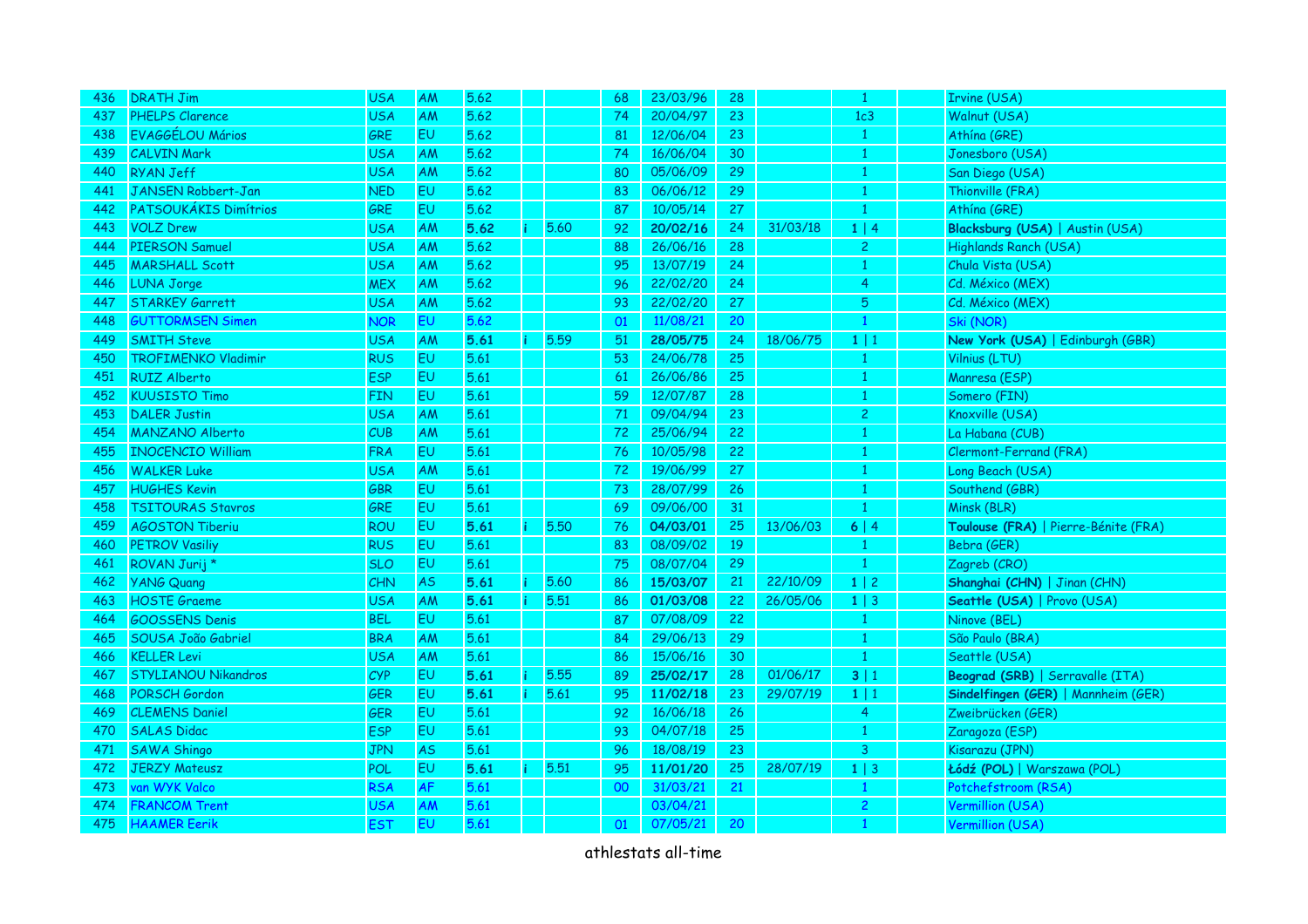| | | | | | | | | | | | | | |
|---|---|---|---|---|---|---|---|---|---|---|---|---|---|
| 436 | DRATH Jim | USA | AM | 5.62 | | | 68 | 23/03/96 | 28 | | 1 | | Irvine (USA) |
| 437 | PHELPS Clarence | USA | AM | 5.62 | | | 74 | 20/04/97 | 23 | | 1c3 | | Walnut (USA) |
| 438 | EVAGGÉLOU Mários | GRE | EU | 5.62 | | | 81 | 12/06/04 | 23 | | 1 | | Athína (GRE) |
| 439 | CALVIN Mark | USA | AM | 5.62 | | | 74 | 16/06/04 | 30 | | 1 | | Jonesboro (USA) |
| 440 | RYAN Jeff | USA | AM | 5.62 | | | 80 | 05/06/09 | 29 | | 1 | | San Diego (USA) |
| 441 | JANSEN Robbert-Jan | NED | EU | 5.62 | | | 83 | 06/06/12 | 29 | | 1 | | Thionville (FRA) |
| 442 | PATSOUKÁKIS Dimítrios | GRE | EU | 5.62 | | | 87 | 10/05/14 | 27 | | 1 | | Athína (GRE) |
| 443 | VOLZ Drew | USA | AM | **5.62** | i | 5.60 | 92 | **20/02/16** | 24 | 31/03/18 | 1 \| 4 | | **Blacksburg (USA)** \| Austin (USA) |
| 444 | PIERSON Samuel | USA | AM | 5.62 | | | 88 | 26/06/16 | 28 | | 2 | | Highlands Ranch (USA) |
| 445 | MARSHALL Scott | USA | AM | 5.62 | | | 95 | 13/07/19 | 24 | | 1 | | Chula Vista (USA) |
| 446 | LUNA Jorge | MEX | AM | 5.62 | | | 96 | 22/02/20 | 24 | | 4 | | Cd. México (MEX) |
| 447 | STARKEY Garrett | USA | AM | 5.62 | | | 93 | 22/02/20 | 27 | | 5 | | Cd. México (MEX) |
| 448 | GUTTORMSEN Simen | NOR | EU | 5.62 | | | 01 | 11/08/21 | 20 | | 1 | | Ski (NOR) |
| 449 | SMITH Steve | USA | AM | **5.61** | i | 5.59 | 51 | **28/05/75** | 24 | 18/06/75 | 1 \| 1 | | **New York (USA)** \| Edinburgh (GBR) |
| 450 | TROFIMENKO Vladimir | RUS | EU | 5.61 | | | 53 | 24/06/78 | 25 | | 1 | | Vilnius (LTU) |
| 451 | RUIZ Alberto | ESP | EU | 5.61 | | | 61 | 26/06/86 | 25 | | 1 | | Manresa (ESP) |
| 452 | KUUSISTO Timo | FIN | EU | 5.61 | | | 59 | 12/07/87 | 28 | | 1 | | Somero (FIN) |
| 453 | DALER Justin | USA | AM | 5.61 | | | 71 | 09/04/94 | 23 | | 2 | | Knoxville (USA) |
| 454 | MANZANO Alberto | CUB | AM | 5.61 | | | 72 | 25/06/94 | 22 | | 1 | | La Habana (CUB) |
| 455 | INOCENCIO William | FRA | EU | 5.61 | | | 76 | 10/05/98 | 22 | | 1 | | Clermont-Ferrand (FRA) |
| 456 | WALKER Luke | USA | AM | 5.61 | | | 72 | 19/06/99 | 27 | | 1 | | Long Beach (USA) |
| 457 | HUGHES Kevin | GBR | EU | 5.61 | | | 73 | 28/07/99 | 26 | | 1 | | Southend (GBR) |
| 458 | TSITOURAS Stavros | GRE | EU | 5.61 | | | 69 | 09/06/00 | 31 | | 1 | | Minsk (BLR) |
| 459 | AGOSTON Tiberiu | ROU | EU | **5.61** | i | 5.50 | 76 | **04/03/01** | 25 | 13/06/03 | 6 \| 4 | | **Toulouse (FRA)** \| Pierre-Bénite (FRA) |
| 460 | PETROV Vasiliy | RUS | EU | 5.61 | | | 83 | 08/09/02 | 19 | | 1 | | Bebra (GER) |
| 461 | ROVAN Jurij * | SLO | EU | 5.61 | | | 75 | 08/07/04 | 29 | | 1 | | Zagreb (CRO) |
| 462 | YANG Quang | CHN | AS | **5.61** | i | 5.60 | 86 | **15/03/07** | 21 | 22/10/09 | 1 \| 2 | | **Shanghai (CHN)** \| Jinan (CHN) |
| 463 | HOSTE Graeme | USA | AM | **5.61** | i | 5.51 | 86 | **01/03/08** | 22 | 26/05/06 | 1 \| 3 | | **Seattle (USA)** \| Provo (USA) |
| 464 | GOOSSENS Denis | BEL | EU | 5.61 | | | 87 | 07/08/09 | 22 | | 1 | | Ninove (BEL) |
| 465 | SOUSA João Gabriel | BRA | AM | 5.61 | | | 84 | 29/06/13 | 29 | | 1 | | São Paulo (BRA) |
| 466 | KELLER Levi | USA | AM | 5.61 | | | 86 | 15/06/16 | 30 | | 1 | | Seattle (USA) |
| 467 | STYLIANOU Nikandros | CYP | EU | **5.61** | i | 5.55 | 89 | **25/02/17** | 28 | 01/06/17 | 3 \| 1 | | **Beograd (SRB)** \| Serravalle (ITA) |
| 468 | PORSCH Gordon | GER | EU | **5.61** | i | 5.61 | 95 | **11/02/18** | 23 | 29/07/19 | 1 \| 1 | | **Sindelfingen (GER)** \| Mannheim (GER) |
| 469 | CLEMENS Daniel | GER | EU | 5.61 | | | 92 | 16/06/18 | 26 | | 4 | | Zweibrücken (GER) |
| 470 | SALAS Didac | ESP | EU | 5.61 | | | 93 | 04/07/18 | 25 | | 1 | | Zaragoza (ESP) |
| 471 | SAWA Shingo | JPN | AS | 5.61 | | | 96 | 18/08/19 | 23 | | 3 | | Kisarazu (JPN) |
| 472 | JERZY Mateusz | POL | EU | **5.61** | i | 5.51 | 95 | **11/01/20** | 25 | 28/07/19 | 1 \| 3 | | **Łódź (POL)** \| Warszawa (POL) |
| 473 | van WYK Valco | RSA | AF | 5.61 | | | 00 | 31/03/21 | 21 | | 1 | | Potchefstroom (RSA) |
| 474 | FRANCOM Trent | USA | AM | 5.61 | | | | 03/04/21 | | | 2 | | Vermillion (USA) |
| 475 | HAAMER Eerik | EST | EU | 5.61 | | | 01 | 07/05/21 | 20 | | 1 | | Vermillion (USA) |

athlestats all-time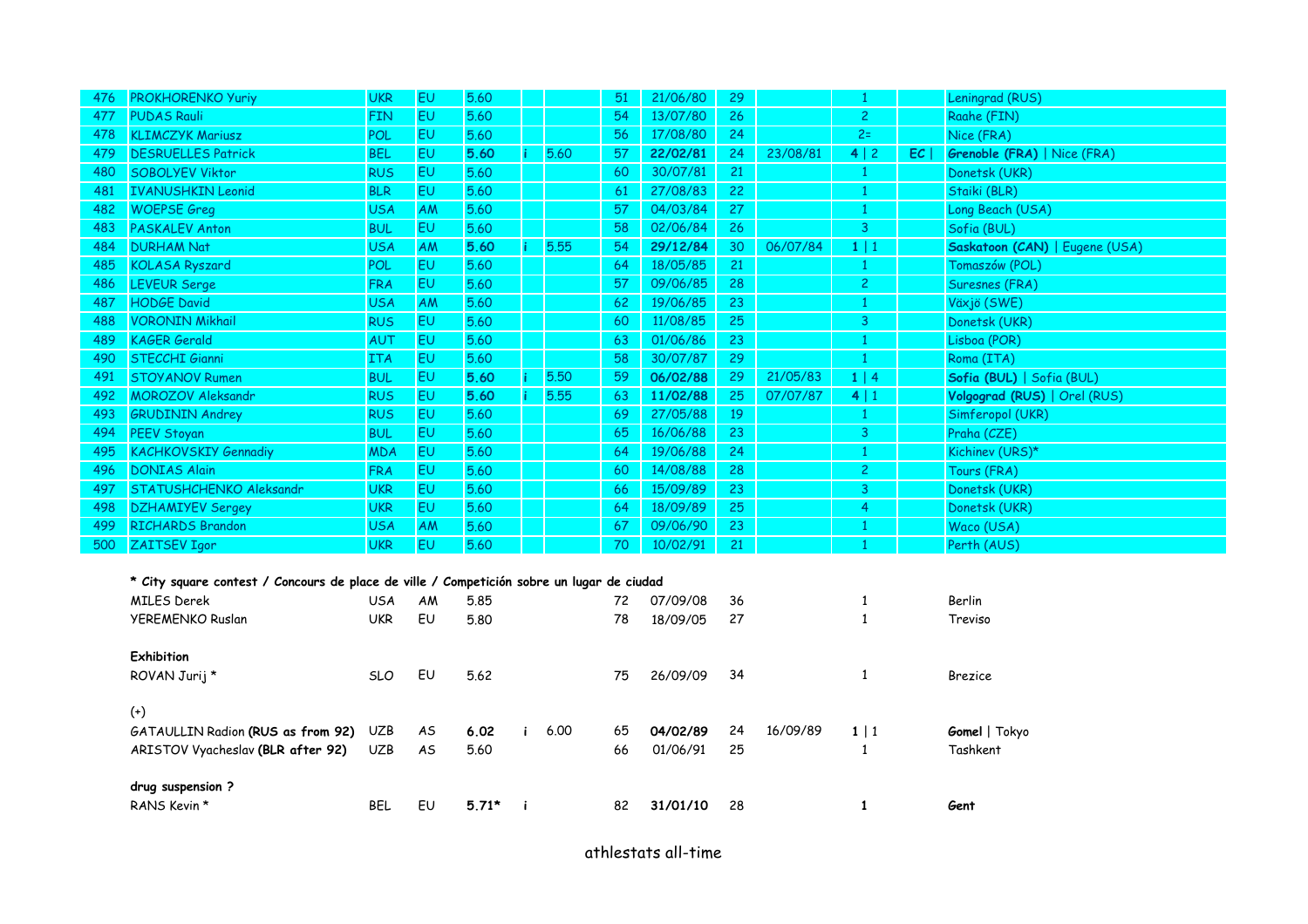| 476 | PROKHORENKO Yuriy | UKR | EU | 5.60 | | | 51 | 21/06/80 | 29 | | 1 | | Leningrad (RUS) |
|---|---|---|---|---|---|---|---|---|---|---|---|---|---|
| 477 | PUDAS Rauli | FIN | EU | 5.60 | | | 54 | 13/07/80 | 26 | | 2 | | Raahe (FIN) |
| 478 | KLIMCZYK Mariusz | POL | EU | 5.60 | | | 56 | 17/08/80 | 24 | | 2= | | Nice (FRA) |
| 479 | DESRUELLES Patrick | BEL | EU | **5.60** | i | 5.60 | 57 | **22/02/81** | 24 | 23/08/81 | **4** \| 2 | **EC** \| | **Grenoble (FRA)** \| Nice (FRA) |
| 480 | SOBOLYEV Viktor | RUS | EU | 5.60 | | | 60 | 30/07/81 | 21 | | 1 | | Donetsk (UKR) |
| 481 | IVANUSHKIN Leonid | BLR | EU | 5.60 | | | 61 | 27/08/83 | 22 | | 1 | | Staiki (BLR) |
| 482 | WOEPSE Greg | USA | AM | 5.60 | | | 57 | 04/03/84 | 27 | | 1 | | Long Beach (USA) |
| 483 | PASKALEV Anton | BUL | EU | 5.60 | | | 58 | 02/06/84 | 26 | | 3 | | Sofia (BUL) |
| 484 | DURHAM Nat | USA | AM | **5.60** | i | 5.55 | 54 | **29/12/84** | 30 | 06/07/84 | **1** \| 1 | | **Saskatoon (CAN)** \| Eugene (USA) |
| 485 | KOLASA Ryszard | POL | EU | 5.60 | | | 64 | 18/05/85 | 21 | | 1 | | Tomaszów (POL) |
| 486 | LEVEUR Serge | FRA | EU | 5.60 | | | 57 | 09/06/85 | 28 | | 2 | | Suresnes (FRA) |
| 487 | HODGE David | USA | AM | 5.60 | | | 62 | 19/06/85 | 23 | | 1 | | Växjö (SWE) |
| 488 | VORONIN Mikhail | RUS | EU | 5.60 | | | 60 | 11/08/85 | 25 | | 3 | | Donetsk (UKR) |
| 489 | KAGER Gerald | AUT | EU | 5.60 | | | 63 | 01/06/86 | 23 | | 1 | | Lisboa (POR) |
| 490 | STECCHI Gianni | ITA | EU | 5.60 | | | 58 | 30/07/87 | 29 | | 1 | | Roma (ITA) |
| 491 | STOYANOV Rumen | BUL | EU | **5.60** | i | 5.50 | 59 | **06/02/88** | 29 | 21/05/83 | **1** \| 4 | | **Sofia (BUL)** \| Sofia (BUL) |
| 492 | MOROZOV Aleksandr | RUS | EU | **5.60** | i | 5.55 | 63 | **11/02/88** | 25 | 07/07/87 | **4** \| 1 | | **Volgograd (RUS)** \| Orel (RUS) |
| 493 | GRUDININ Andrey | RUS | EU | 5.60 | | | 69 | 27/05/88 | 19 | | 1 | | Simferopol (UKR) |
| 494 | PEEV Stoyan | BUL | EU | 5.60 | | | 65 | 16/06/88 | 23 | | 3 | | Praha (CZE) |
| 495 | KACHKOVSKIY Gennadiy | MDA | EU | 5.60 | | | 64 | 19/06/88 | 24 | | 1 | | Kichinev (URS)* |
| 496 | DONIAS Alain | FRA | EU | 5.60 | | | 60 | 14/08/88 | 28 | | 2 | | Tours (FRA) |
| 497 | STATUSHCHENKO Aleksandr | UKR | EU | 5.60 | | | 66 | 15/09/89 | 23 | | 3 | | Donetsk (UKR) |
| 498 | DZHAMIYEV Sergey | UKR | EU | 5.60 | | | 64 | 18/09/89 | 25 | | 4 | | Donetsk (UKR) |
| 499 | RICHARDS Brandon | USA | AM | 5.60 | | | 67 | 09/06/90 | 23 | | 1 | | Waco (USA) |
| 500 | ZAITSEV Igor | UKR | EU | 5.60 | | | 70 | 10/02/91 | 21 | | 1 | | Perth (AUS) |

**\* City square contest / Concours de place de ville / Competición sobre un lugar de ciudad**

| | | | | | | | | | | |
|---|---|---|---|---|---|---|---|---|---|---|
| MILES Derek | USA | AM | 5.85 | | | 72 | 07/09/08 | 36 | | 1 | Berlin |
| YEREMENKO Ruslan | UKR | EU | 5.80 | | | 78 | 18/09/05 | 27 | | 1 | Treviso |

**Exhibition**

| | | | | | | | | | | |
|---|---|---|---|---|---|---|---|---|---|---|
| ROVAN Jurij * | SLO | EU | 5.62 | | | 75 | 26/09/09 | 34 | | 1 | Brezice |

(+)

| | | | | | | | | | | |
|---|---|---|---|---|---|---|---|---|---|---|
| GATAULLIN Radion **(RUS as from 92)** | UZB | AS | **6.02** | i | 6.00 | 65 | **04/02/89** | 24 | 16/09/89 | **1** \| 1 | **Gomel** \| Tokyo |
| ARISTOV Vyacheslav **(BLR after 92)** | UZB | AS | 5.60 | | | 66 | 01/06/91 | 25 | | 1 | Tashkent |

**drug suspension ?**

| | | | | | | | | | | |
|---|---|---|---|---|---|---|---|---|---|---|
| RANS Kevin * | BEL | EU | **5.71*** | i | | 82 | **31/01/10** | 28 | | **1** | **Gent** |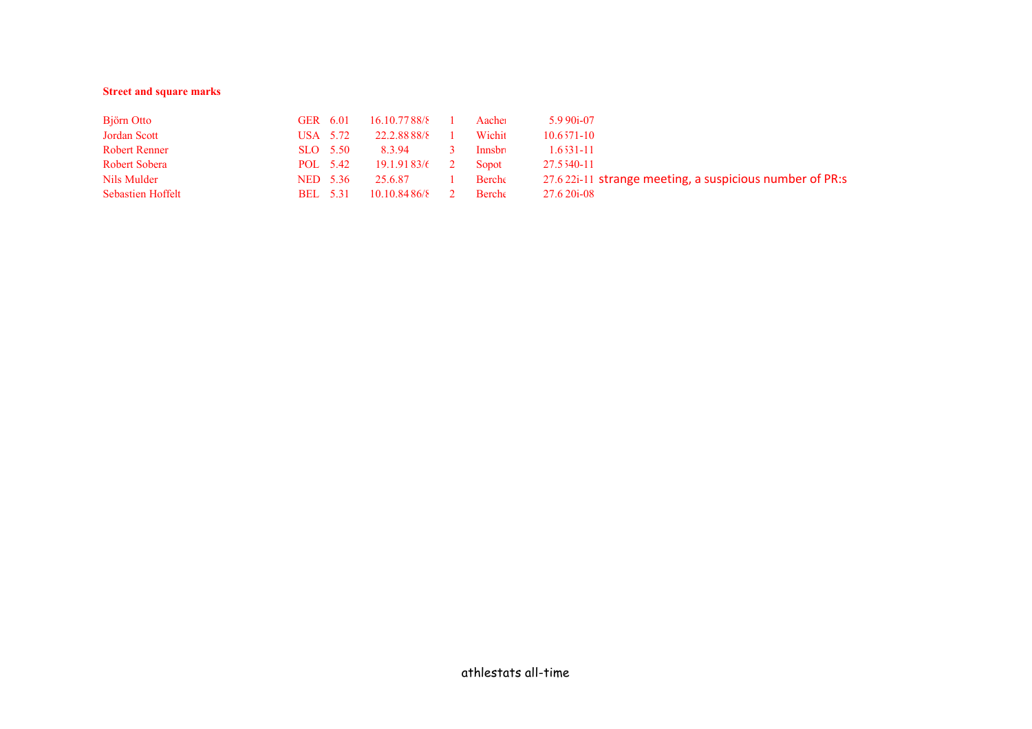**Street and square marks**

| | | | | | | | |
|---|---|---|---|---|---|---|---|
| Björn Otto | GER | 6.01 | 16.10.77 88/8 | 1 | Aachen | 5.9 90i-07 | |
| Jordan Scott | USA | 5.72 | 22.2.88 88/8 | 1 | Wichit | 10.6 571-10 | |
| Robert Renner | SLO | 5.50 | 8.3.94 | 3 | Innsbr | 1.6 531-11 | |
| Robert Sobera | POL | 5.42 | 19.1.91 83/6 | 2 | Sopot | 27.5 540-11 | |
| Nils Mulder | NED | 5.36 | 25.6.87 | 1 | Berche | 27.6 22i-11 | strange meeting, a suspicious number of PR:s |
| Sebastien Hoffelt | BEL | 5.31 | 10.10.84 86/8 | 2 | Berche | 27.6 20i-08 | |